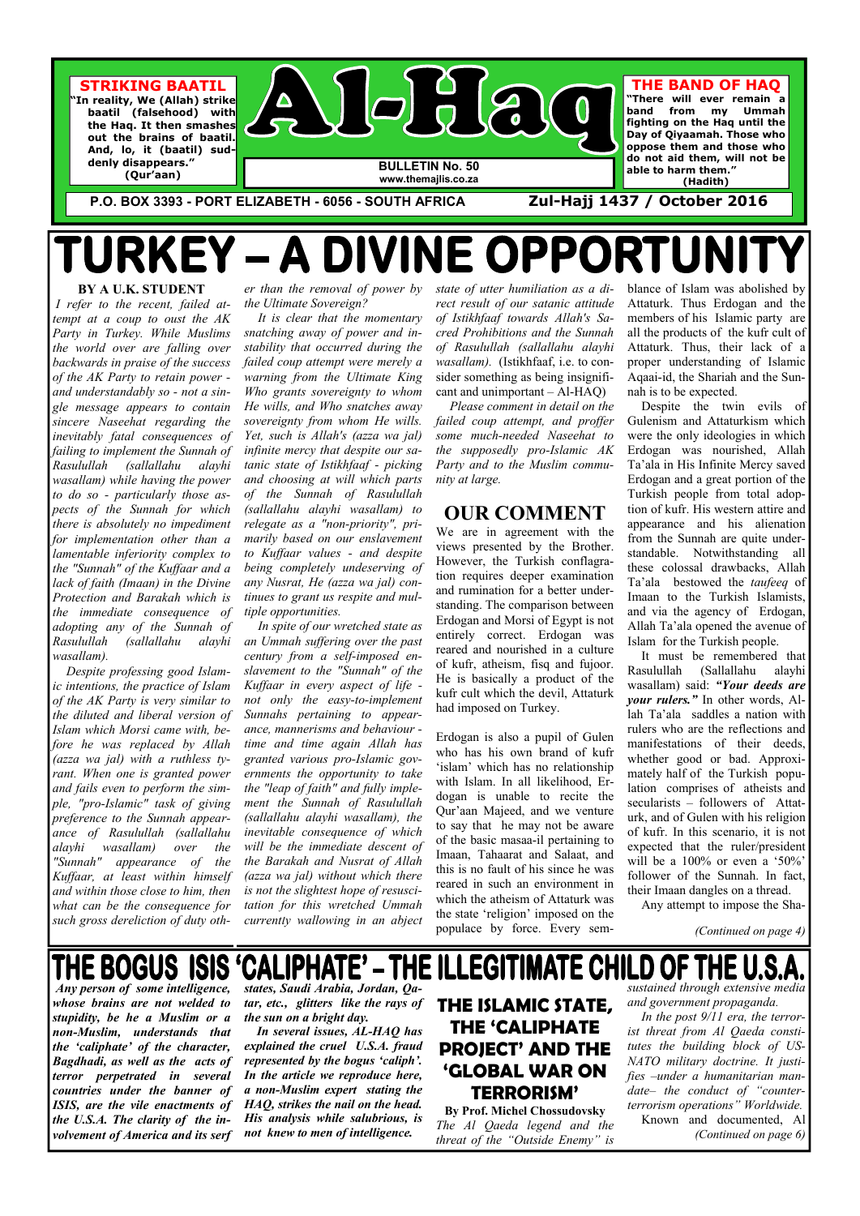**STRIKING BAATIL**

"In reality, We (Allah) strike baatil (falsehood) with the Haq. It then smashes out the brains of baatil. And, lo, it (baatil) suddenly disappears." (Qur'aan)

# Al-Haq

**BULLETIN No. 50**
www.themajlis.co.za

**THE BAND OF HAQ**

"There will ever remain a band from my Ummah fighting on the Haq until the Day of Qiyaamah. Those who oppose them and those who do not aid them, will not be able to harm them." (Hadith)

**P.O. BOX 3393 - PORT ELIZABETH - 6056 - SOUTH AFRICA** **Zul-Hajj 1437 / October 2016**

# TURKEY – A DIVINE OPPORTUNITY

**BY A U.K. STUDENT**

*I refer to the recent, failed attempt at a coup to oust the AK Party in Turkey. While Muslims the world over are falling over backwards in praise of the success of the AK Party to retain power - and understandably so - not a single message appears to contain sincere Naseehat regarding the inevitably fatal consequences of failing to implement the Sunnah of Rasulullah (sallallahu alayhi wasallam) while having the power to do so - particularly those aspects of the Sunnah for which there is absolutely no impediment for implementation other than a lamentable inferiority complex to the "Sunnah" of the Kuffaar and a lack of faith (Imaan) in the Divine Protection and Barakah which is the immediate consequence of adopting any of the Sunnah of Rasulullah (sallallahu alayhi wasallam).*

*Despite professing good Islamic intentions, the practice of Islam of the AK Party is very similar to the diluted and liberal version of Islam which Morsi came with, before he was replaced by Allah (azza wa jal) with a ruthless tyrant. When one is granted power and fails even to perform the simple, "pro-Islamic" task of giving preference to the Sunnah appearance of Rasulullah (sallallahu alayhi wasallam) over the "Sunnah" appearance of the Kuffaar, at least within himself and within those close to him, then what can be the consequence for such gross dereliction of duty other than the removal of power by the Ultimate Sovereign?*

*It is clear that the momentary snatching away of power and instability that occurred during the failed coup attempt were merely a warning from the Ultimate King Who grants sovereignty to whom He wills, and Who snatches away sovereignty from whom He wills. Yet, such is Allah's (azza wa jal) infinite mercy that despite our satanic state of Istikhfaaf - picking and choosing at will which parts of the Sunnah of Rasulullah (sallallahu alayhi wasallam) to relegate as a "non-priority", primarily based on our enslavement to Kuffaar values - and despite being completely undeserving of any Nusrat, He (azza wa jal) continues to grant us respite and multiple opportunities.*

*In spite of our wretched state as an Ummah suffering over the past century from a self-imposed enslavement to the "Sunnah" of the Kuffaar in every aspect of life - not only the easy-to-implement Sunnahs pertaining to appearance, mannerisms and behaviour - time and time again Allah has granted various pro-Islamic governments the opportunity to take the "leap of faith" and fully implement the Sunnah of Rasulullah (sallallahu alayhi wasallam), the inevitable consequence of which will be the immediate descent of the Barakah and Nusrat of Allah (azza wa jal) without which there is not the slightest hope of resuscitation for this wretched Ummah currently wallowing in an abject state of utter humiliation as a direct result of our satanic attitude of Istikhfaaf towards Allah's Sacred Prohibitions and the Sunnah of Rasulullah (sallallahu alayhi wasallam).* (Istikhfaaf, i.e. to consider something as being insignificant and unimportant – Al-HAQ)

*Please comment in detail on the failed coup attempt, and proffer some much-needed Naseehat to the supposedly pro-Islamic AK Party and to the Muslim community at large.*

## OUR COMMENT

We are in agreement with the views presented by the Brother. However, the Turkish conflagration requires deeper examination and rumination for a better understanding. The comparison between Erdogan and Morsi of Egypt is not entirely correct. Erdogan was reared and nourished in a culture of kufr, atheism, fisq and fujoor. He is basically a product of the kufr cult which the devil, Attaturk had imposed on Turkey.

Erdogan is also a pupil of Gulen who has his own brand of kufr 'islam' which has no relationship with Islam. In all likelihood, Erdogan is unable to recite the Qur'aan Majeed, and we venture to say that he may not be aware of the basic masaa-il pertaining to Imaan, Tahaarat and Salaat, and this is no fault of his since he was reared in such an environment in which the atheism of Attaturk was the state 'religion' imposed on the populace by force. Every semblance of Islam was abolished by Attaturk. Thus Erdogan and the members of his Islamic party are all the products of the kufr cult of Attaturk. Thus, their lack of a proper understanding of Islamic Aqaai-id, the Shariah and the Sunnah is to be expected.

Despite the twin evils of Gulenism and Attaturkism which were the only ideologies in which Erdogan was nourished, Allah Ta'ala in His Infinite Mercy saved Erdogan and a great portion of the Turkish people from total adoption of kufr. His western attire and appearance and his alienation from the Sunnah are quite understandable. Notwithstanding all these colossal drawbacks, Allah Ta'ala bestowed the *taufeeq* of Imaan to the Turkish Islamists, and via the agency of Erdogan, Allah Ta'ala opened the avenue of Islam for the Turkish people.

It must be remembered that Rasulullah (Sallallahu alayhi wasallam) said: ***"Your deeds are your rulers."*** In other words, Allah Ta'ala saddles a nation with rulers who are the reflections and manifestations of their deeds, whether good or bad. Approximately half of the Turkish population comprises of atheists and secularists – followers of Attaturk, and of Gulen with his religion of kufr. In this scenario, it is not expected that the ruler/president will be a 100% or even a '50%' follower of the Sunnah. In fact, their Imaan dangles on a thread.

Any attempt to impose the Sha-

*(Continued on page 4)*

# THE BOGUS ISIS 'CALIPHATE' – THE ILLEGITIMATE CHILD OF THE U.S.A.

***Any person of some intelligence, whose brains are not welded to stupidity, be he a Muslim or a non-Muslim, understands that the 'caliphate' of the character, Bagdhadi, as well as the acts of terror perpetrated in several countries under the banner of ISIS, are the vile enactments of the U.S.A. The clarity of the involvement of America and its serf states, Saudi Arabia, Jordan, Qatar, etc., glitters like the rays of the sun on a bright day.***

***In several issues, AL-HAQ has explained the cruel U.S.A. fraud represented by the bogus 'caliph'. In the article we reproduce here, a non-Muslim expert stating the HAQ, strikes the nail on the head. His analysis while salubrious, is not knew to men of intelligence.***

## THE ISLAMIC STATE, THE 'CALIPHATE PROJECT' AND THE 'GLOBAL WAR ON TERRORISM'

**By Prof. Michel Chossudovsky**

*The Al Qaeda legend and the threat of the "Outside Enemy" is sustained through extensive media and government propaganda.*

*In the post 9/11 era, the terrorist threat from Al Qaeda constitutes the building block of US-NATO military doctrine. It justifies –under a humanitarian mandate– the conduct of "counter-terrorism operations" Worldwide.*

Known and documented, Al

*(Continued on page 6)*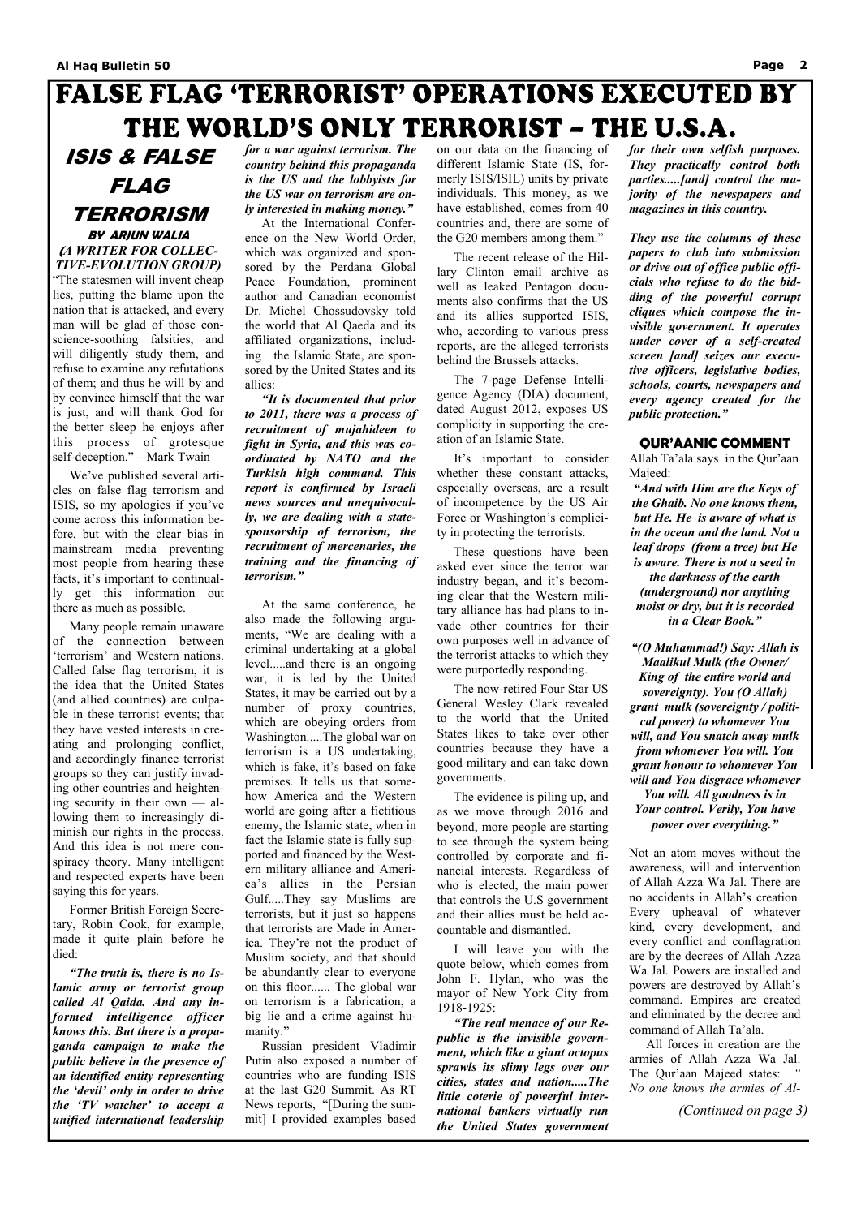# FALSE FLAG 'TERRORIST' OPERATIONS EXECUTED BY THE WORLD'S ONLY TERRORIST – THE U.S.A.

## ISIS & FALSE FLAG TERRORISM

**BY ARJUN WALIA**

***(A WRITER FOR COLLECTIVE-EVOLUTION GROUP)***

"The statesmen will invent cheap lies, putting the blame upon the nation that is attacked, and every man will be glad of those conscience-soothing falsities, and will diligently study them, and refuse to examine any refutations of them; and thus he will by and by convince himself that the war is just, and will thank God for the better sleep he enjoys after this process of grotesque self-deception." – Mark Twain

We've published several articles on false flag terrorism and ISIS, so my apologies if you've come across this information before, but with the clear bias in mainstream media preventing most people from hearing these facts, it's important to continually get this information out there as much as possible.

Many people remain unaware of the connection between 'terrorism' and Western nations. Called false flag terrorism, it is the idea that the United States (and allied countries) are culpable in these terrorist events; that they have vested interests in creating and prolonging conflict, and accordingly finance terrorist groups so they can justify invading other countries and heightening security in their own — allowing them to increasingly diminish our rights in the process. And this idea is not mere conspiracy theory. Many intelligent and respected experts have been saying this for years.

Former British Foreign Secretary, Robin Cook, for example, made it quite plain before he died:

***"The truth is, there is no Islamic army or terrorist group called Al Qaida. And any informed intelligence officer knows this. But there is a propaganda campaign to make the public believe in the presence of an identified entity representing the 'devil' only in order to drive the 'TV watcher' to accept a unified international leadership for a war against terrorism. The country behind this propaganda is the US and the lobbyists for the US war on terrorism are only interested in making money."***

At the International Conference on the New World Order, which was organized and sponsored by the Perdana Global Peace Foundation, prominent author and Canadian economist Dr. Michel Chossudovsky told the world that Al Qaeda and its affiliated organizations, including the Islamic State, are sponsored by the United States and its allies:

***"It is documented that prior to 2011, there was a process of recruitment of mujahideen to fight in Syria, and this was coordinated by NATO and the Turkish high command. This report is confirmed by Israeli news sources and unequivocally, we are dealing with a state-sponsorship of terrorism, the recruitment of mercenaries, the training and the financing of terrorism."***

At the same conference, he also made the following arguments, "We are dealing with a criminal undertaking at a global level.....and there is an ongoing war, it is led by the United States, it may be carried out by a number of proxy countries, which are obeying orders from Washington.....The global war on terrorism is a US undertaking, which is fake, it's based on fake premises. It tells us that somehow America and the Western world are going after a fictitious enemy, the Islamic state, when in fact the Islamic state is fully supported and financed by the Western military alliance and America's allies in the Persian Gulf.....They say Muslims are terrorists, but it just so happens that terrorists are Made in America. They're not the product of Muslim society, and that should be abundantly clear to everyone on this floor...... The global war on terrorism is a fabrication, a big lie and a crime against humanity."

Russian president Vladimir Putin also exposed a number of countries who are funding ISIS at the last G20 Summit. As RT News reports, "[During the summit] I provided examples based on our data on the financing of different Islamic State (IS, formerly ISIS/ISIL) units by private individuals. This money, as we have established, comes from 40 countries and, there are some of the G20 members among them."

The recent release of the Hillary Clinton email archive as well as leaked Pentagon documents also confirms that the US and its allies supported ISIS, who, according to various press reports, are the alleged terrorists behind the Brussels attacks.

The 7-page Defense Intelligence Agency (DIA) document, dated August 2012, exposes US complicity in supporting the creation of an Islamic State.

It's important to consider whether these constant attacks, especially overseas, are a result of incompetence by the US Air Force or Washington's complicity in protecting the terrorists.

These questions have been asked ever since the terror war industry began, and it's becoming clear that the Western military alliance has had plans to invade other countries for their own purposes well in advance of the terrorist attacks to which they were purportedly responding.

The now-retired Four Star US General Wesley Clark revealed to the world that the United States likes to take over other countries because they have a good military and can take down governments.

The evidence is piling up, and as we move through 2016 and beyond, more people are starting to see through the system being controlled by corporate and financial interests. Regardless of who is elected, the main power that controls the U.S government and their allies must be held accountable and dismantled.

I will leave you with the quote below, which comes from John F. Hylan, who was the mayor of New York City from 1918-1925:

***"The real menace of our Republic is the invisible government, which like a giant octopus sprawls its slimy legs over our cities, states and nation.....The little coterie of powerful international bankers virtually run the United States government for their own selfish purposes. They practically control both parties.....[and] control the majority of the newspapers and magazines in this country.***

***They use the columns of these papers to club into submission or drive out of office public officials who refuse to do the bidding of the powerful corrupt cliques which compose the invisible government. It operates under cover of a self-created screen [and] seizes our executive officers, legislative bodies, schools, courts, newspapers and every agency created for the public protection."***

### QUR'AANIC COMMENT

Allah Ta'ala says in the Qur'aan Majeed:

***"And with Him are the Keys of the Ghaib. No one knows them, but He. He is aware of what is in the ocean and the land. Not a leaf drops (from a tree) but He is aware. There is not a seed in the darkness of the earth (underground) nor anything moist or dry, but it is recorded in a Clear Book."***

***"(O Muhammad!) Say: Allah is Maalikul Mulk (the Owner/King of the entire world and sovereignty). You (O Allah) grant mulk (sovereignty / political power) to whomever You will, and You snatch away mulk from whomever You will. You grant honour to whomever You will and You disgrace whomever You will. All goodness is in Your control. Verily, You have power over everything."***

Not an atom moves without the awareness, will and intervention of Allah Azza Wa Jal. There are no accidents in Allah's creation. Every upheaval of whatever kind, every development, and every conflict and conflagration are by the decrees of Allah Azza Wa Jal. Powers are installed and powers are destroyed by Allah's command. Empires are created and eliminated by the decree and command of Allah Ta'ala.

All forces in creation are the armies of Allah Azza Wa Jal. The Qur'aan Majeed states: *" No one knows the armies of Al-*

*(Continued on page 3)*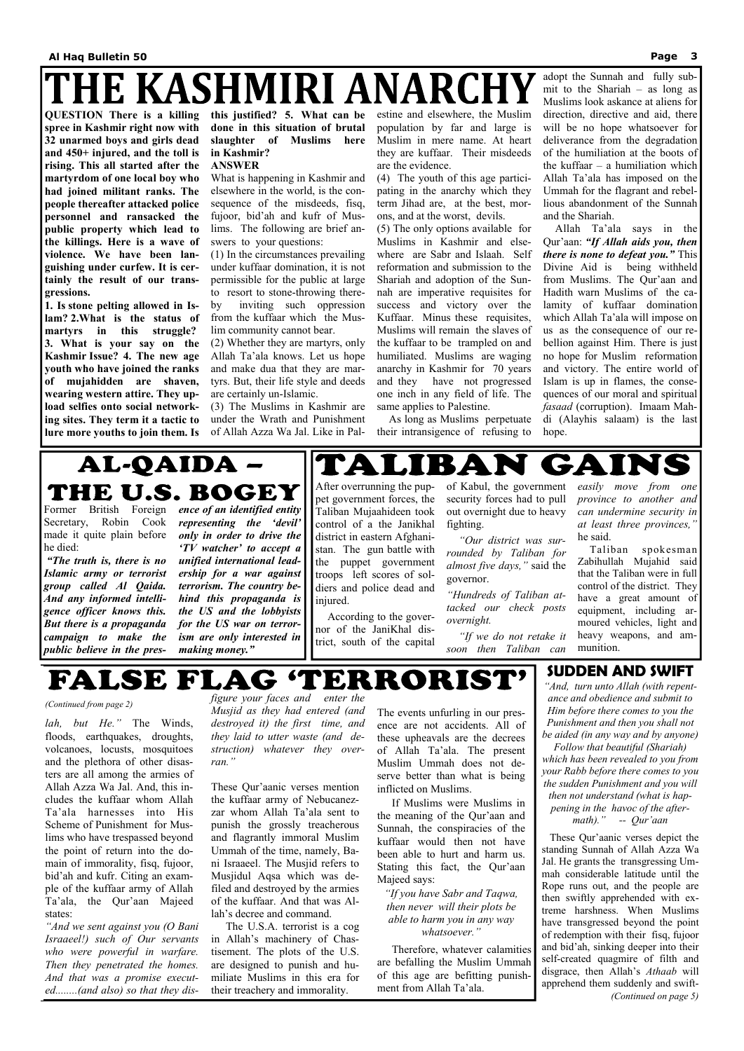# THE KASHMIRI ANARCHY

**QUESTION There is a killing spree in Kashmir right now with 32 unarmed boys and girls dead and 450+ injured, and the toll is rising. This all started after the martyrdom of one local boy who had joined militant ranks. The people thereafter attacked police personnel and ransacked the public property which lead to the killings. Here is a wave of violence. We have been languishing under curfew. It is certainly the result of our transgressions.**

**1. Is stone pelting allowed in Islam? 2.What is the status of martyrs in this struggle? 3. What is your say on the Kashmir Issue? 4. The new age youth who have joined the ranks of mujahidden are shaven, wearing western attire. They upload selfies onto social networking sites. They term it a tactic to lure more youths to join them. Is this justified? 5. What can be done in this situation of brutal slaughter of Muslims here in Kashmir?**

**ANSWER**

What is happening in Kashmir and elsewhere in the world, is the consequence of the misdeeds, fisq, fujoor, bid'ah and kufr of Muslims. The following are brief answers to your questions:

(1) In the circumstances prevailing under kuffaar domination, it is not permissible for the public at large to resort to stone-throwing thereby inviting such oppression from the kuffaar which the Muslim community cannot bear.

(2) Whether they are martyrs, only Allah Ta'ala knows. Let us hope and make dua that they are martyrs. But, their life style and deeds are certainly un-Islamic.

(3) The Muslims in Kashmir are under the Wrath and Punishment of Allah Azza Wa Jal. Like in Palestine and elsewhere, the Muslim population by far and large is Muslim in mere name. At heart they are kuffaar. Their misdeeds are the evidence.

(4) The youth of this age participating in the anarchy which they term Jihad are, at the best, morons, and at the worst, devils.

(5) The only options available for Muslims in Kashmir and elsewhere are Sabr and Islaah. Self reformation and submission to the Shariah and adoption of the Sunnah are imperative requisites for success and victory over the Kuffaar. Minus these requisites, Muslims will remain the slaves of the kuffaar to be trampled on and humiliated. Muslims are waging anarchy in Kashmir for 70 years and they have not progressed one inch in any field of life. The same applies to Palestine.

As long as Muslims perpetuate their intransigence of refusing to adopt the Sunnah and fully submit to the Shariah – as long as Muslims look askance at aliens for direction, directive and aid, there will be no hope whatsoever for deliverance from the degradation of the humiliation at the boots of the kuffaar – a humiliation which Allah Ta'ala has imposed on the Ummah for the flagrant and rebellious abandonment of the Sunnah and the Shariah.

Allah Ta'ala says in the Qur'aan: ***"If Allah aids you, then there is none to defeat you."*** This Divine Aid is being withheld from Muslims. The Qur'aan and Hadith warn Muslims of the calamity of kuffaar domination which Allah Ta'ala will impose on us as the consequence of our rebellion against Him. There is just no hope for Muslim reformation and victory. The entire world of Islam is up in flames, the consequences of our moral and spiritual *fasaad* (corruption). Imaam Mahdi (Alayhis salaam) is the last hope.

# AL-QAIDA – THE U.S. BOGEY

Former British Foreign Secretary, Robin Cook made it quite plain before he died:

***"The truth is, there is no Islamic army or terrorist group called Al Qaida. And any informed intelligence officer knows this. But there is a propaganda campaign to make the public believe in the presence of an identified entity representing the 'devil' only in order to drive the 'TV watcher' to accept a unified international leadership for a war against terrorism. The country behind this propaganda is the US and the lobbyists for the US war on terrorism are only interested in making money."***

# TALIBAN GAINS

After overrunning the puppet government forces, the Taliban Mujaahideen took control of a the Janikhal district in eastern Afghanistan. The gun battle with the puppet government troops left scores of soldiers and police dead and injured.

According to the governor of the JaniKhal district, south of the capital of Kabul, the government security forces had to pull out overnight due to heavy fighting.

*"Our district was surrounded by Taliban for almost five days,"* said the governor.

*"Hundreds of Taliban attacked our check posts overnight.*

*"If we do not retake it soon then Taliban can easily move from one province to another and can undermine security in at least three provinces,"* he said.

Taliban spokesman Zabihullah Mujahid said that the Taliban were in full control of the district. They have a great amount of equipment, including armoured vehicles, light and heavy weapons, and ammunition.

# FALSE FLAG 'TERRORIST'

*(Continued from page 2)*

lah, but He."* The Winds, floods, earthquakes, droughts, volcanoes, locusts, mosquitoes and the plethora of other disasters are all among the armies of Allah Azza Wa Jal. And, this includes the kuffaar whom Allah Ta'ala harnesses into His Scheme of Punishment for Muslims who have trespassed beyond the point of return into the domain of immorality, fisq, fujoor, bid'ah and kufr. Citing an example of the kuffaar army of Allah Ta'ala, the Qur'aan Majeed states:

*"And we sent against you (O Bani Israaeel!) such of Our servants who were powerful in warfare. Then they penetrated the homes. And that was a promise executed........(and also) so that they disfigure your faces and enter the Musjid as they had entered (and destroyed it) the first time, and they laid to utter waste (and destruction) whatever they overran."*

These Qur'aanic verses mention the kuffaar army of Nebucanezzar whom Allah Ta'ala sent to punish the grossly treacherous and flagrantly immoral Muslim Ummah of the time, namely, Bani Israaeel. The Musjid refers to Musjidul Aqsa which was defiled and destroyed by the armies of the kuffaar. And that was Allah's decree and command.

The U.S.A. terrorist is a cog in Allah's machinery of Chastisement. The plots of the U.S. are designed to punish and humiliate Muslims in this era for their treachery and immorality.

The events unfurling in our presence are not accidents. All of these upheavals are the decrees of Allah Ta'ala. The present Muslim Ummah does not deserve better than what is being inflicted on Muslims.

If Muslims were Muslims in the meaning of the Qur'aan and Sunnah, the conspiracies of the kuffaar would then not have been able to hurt and harm us. Stating this fact, the Qur'aan Majeed says:

*"If you have Sabr and Taqwa, then never will their plots be able to harm you in any way whatsoever."*

Therefore, whatever calamities are befalling the Muslim Ummah of this age are befitting punishment from Allah Ta'ala.

## SUDDEN AND SWIFT

*"And, turn unto Allah (with repentance and obedience and submit to Him before there comes to you the Punishment and then you shall not be aided (in any way and by anyone) Follow that beautiful (Shariah) which has been revealed to you from your Rabb before there comes to you the sudden Punishment and you will then not understand (what is happening in the havoc of the aftermath)." -- Qur'aan*

These Qur'aanic verses depict the standing Sunnah of Allah Azza Wa Jal. He grants the transgressing Ummah considerable latitude until the Rope runs out, and the people are then swiftly apprehended with extreme harshness. When Muslims have transgressed beyond the point of redemption with their fisq, fujoor and bid'ah, sinking deeper into their self-created quagmire of filth and disgrace, then Allah's *Athaab* will apprehend them suddenly and swift-

*(Continued on page 5)*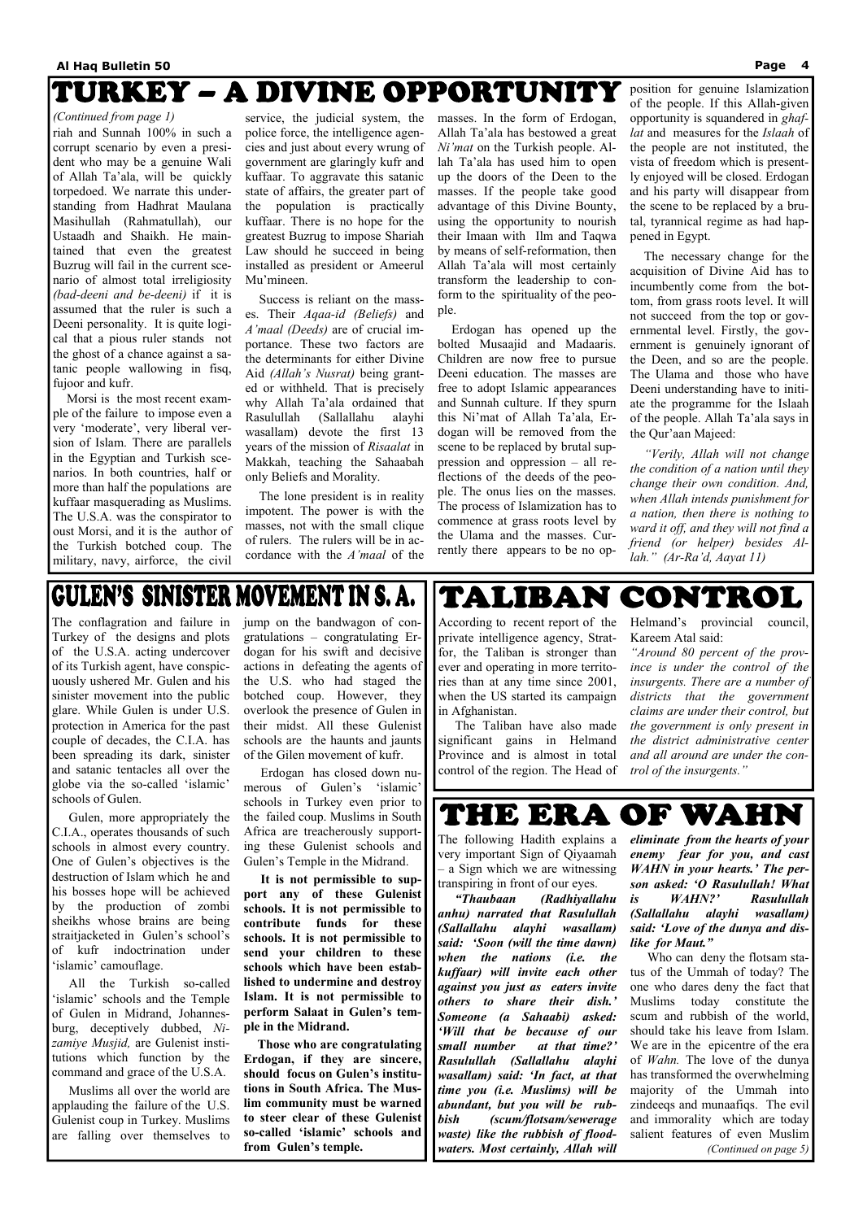# TURKEY – A DIVINE OPPORTUNITY

*(Continued from page 1)*

riah and Sunnah 100% in such a corrupt scenario by even a president who may be a genuine Wali of Allah Ta'ala, will be quickly torpedoed. We narrate this understanding from Hadhrat Maulana Masihullah (Rahmatullah), our Ustaadh and Shaikh. He maintained that even the greatest Buzrug will fail in the current scenario of almost total irreligiosity *(bad-deeni and be-deeni)* if it is assumed that the ruler is such a Deeni personality. It is quite logical that a pious ruler stands not the ghost of a chance against a satanic people wallowing in fisq, fujoor and kufr.

Morsi is the most recent example of the failure to impose even a very 'moderate', very liberal version of Islam. There are parallels in the Egyptian and Turkish scenarios. In both countries, half or more than half the populations are kuffaar masquerading as Muslims. The U.S.A. was the conspirator to oust Morsi, and it is the author of the Turkish botched coup. The military, navy, airforce, the civil service, the judicial system, the police force, the intelligence agencies and just about every wrung of government are glaringly kufr and kuffaar. To aggravate this satanic state of affairs, the greater part of the population is practically kuffaar. There is no hope for the greatest Buzrug to impose Shariah Law should he succeed in being installed as president or Ameerul Mu'mineen.

Success is reliant on the masses. Their *Aqaa-id (Beliefs)* and *A'maal (Deeds)* are of crucial importance. These two factors are the determinants for either Divine Aid *(Allah's Nusrat)* being granted or withheld. That is precisely why Allah Ta'ala ordained that Rasulullah (Sallallahu alayhi wasallam) devote the first 13 years of the mission of *Risaalat* in Makkah, teaching the Sahaabah only Beliefs and Morality.

The lone president is in reality impotent. The power is with the masses, not with the small clique of rulers. The rulers will be in accordance with the *A'maal* of the masses. In the form of Erdogan, Allah Ta'ala has bestowed a great *Ni'mat* on the Turkish people. Allah Ta'ala has used him to open up the doors of the Deen to the masses. If the people take good advantage of this Divine Bounty, using the opportunity to nourish their Imaan with Ilm and Taqwa by means of self-reformation, then Allah Ta'ala will most certainly transform the leadership to conform to the spirituality of the people.

Erdogan has opened up the bolted Musaajid and Madaaris. Children are now free to pursue Deeni education. The masses are free to adopt Islamic appearances and Sunnah culture. If they spurn this Ni'mat of Allah Ta'ala, Erdogan will be removed from the scene to be replaced by brutal suppression and oppression – all reflections of the deeds of the people. The onus lies on the masses. The process of Islamization has to commence at grass roots level by the Ulama and the masses. Currently there appears to be no opposition for genuine Islamization of the people. If this Allah-given opportunity is squandered in *ghaflat* and measures for the *Islaah* of the people are not instituted, the vista of freedom which is presently enjoyed will be closed. Erdogan and his party will disappear from the scene to be replaced by a brutal, tyrannical regime as had happened in Egypt.

The necessary change for the acquisition of Divine Aid has to incumbently come from the bottom, from grass roots level. It will not succeed from the top or governmental level. Firstly, the government is genuinely ignorant of the Deen, and so are the people. The Ulama and those who have Deeni understanding have to initiate the programme for the Islaah of the people. Allah Ta'ala says in the Qur'aan Majeed:

*"Verily, Allah will not change the condition of a nation until they change their own condition. And, when Allah intends punishment for a nation, then there is nothing to ward it off, and they will not find a friend (or helper) besides Allah." (Ar-Ra'd, Aayat 11)*

# GULEN'S SINISTER MOVEMENT IN S. A.

The conflagration and failure in Turkey of the designs and plots of the U.S.A. acting undercover of its Turkish agent, have conspicuously ushered Mr. Gulen and his sinister movement into the public glare. While Gulen is under U.S. protection in America for the past couple of decades, the C.I.A. has been spreading its dark, sinister and satanic tentacles all over the globe via the so-called 'islamic' schools of Gulen.

Gulen, more appropriately the C.I.A., operates thousands of such schools in almost every country. One of Gulen's objectives is the destruction of Islam which he and his bosses hope will be achieved by the production of zombi sheikhs whose brains are being straitjacketed in Gulen's school's of kufr indoctrination under 'islamic' camouflage.

All the Turkish so-called 'islamic' schools and the Temple of Gulen in Midrand, Johannesburg, deceptively dubbed, *Nizamiye Musjid,* are Gulenist institutions which function by the command and grace of the U.S.A.

Muslims all over the world are applauding the failure of the U.S. Gulenist coup in Turkey. Muslims are falling over themselves to jump on the bandwagon of congratulations – congratulating Erdogan for his swift and decisive actions in defeating the agents of the U.S. who had staged the botched coup. However, they overlook the presence of Gulen in their midst. All these Gulenist schools are the haunts and jaunts of the Gilen movement of kufr.

Erdogan has closed down numerous of Gulen's 'islamic' schools in Turkey even prior to the failed coup. Muslims in South Africa are treacherously supporting these Gulenist schools and Gulen's Temple in the Midrand.

**It is not permissible to support any of these Gulenist schools. It is not permissible to contribute funds for these schools. It is not permissible to send your children to these schools which have been established to undermine and destroy Islam. It is not permissible to perform Salaat in Gulen's temple in the Midrand.**

**Those who are congratulating Erdogan, if they are sincere, should focus on Gulen's institutions in South Africa. The Muslim community must be warned to steer clear of these Gulenist so-called 'islamic' schools and from Gulen's temple.**

# TALIBAN CONTROL

According to recent report of the private intelligence agency, Stratfor, the Taliban is stronger than ever and operating in more territories than at any time since 2001, when the US started its campaign in Afghanistan.

The Taliban have also made significant gains in Helmand Province and is almost in total control of the region. The Head of Helmand's provincial council, Kareem Atal said:

*"Around 80 percent of the province is under the control of the insurgents. There are a number of districts that the government claims are under their control, but the government is only present in the district administrative center and all around are under the control of the insurgents."*

# THE ERA OF WAHN

The following Hadith explains a very important Sign of Qiyaamah – a Sign which we are witnessing transpiring in front of our eyes.

***"Thaubaan (Radhiyallahu anhu) narrated that Rasulullah (Sallallahu alayhi wasallam) said: 'Soon (will the time dawn) when the nations (i.e. the kuffaar) will invite each other against you just as eaters invite others to share their dish.' Someone (a Sahaabi) asked: 'Will that be because of our small number at that time?' Rasulullah (Sallallahu alayhi wasallam) said: 'In fact, at that time you (i.e. Muslims) will be abundant, but you will be rubbish (scum/flotsam/sewerage waste) like the rubbish of floodwaters. Most certainly, Allah will eliminate from the hearts of your enemy fear for you, and cast WAHN in your hearts.' The person asked: 'O Rasulullah! What is WAHN?' Rasulullah (Sallallahu alayhi wasallam) said: 'Love of the dunya and dislike for Maut."***

Who can deny the flotsam status of the Ummah of today? The one who dares deny the fact that Muslims today constitute the scum and rubbish of the world, should take his leave from Islam. We are in the epicentre of the era of *Wahn.* The love of the dunya has transformed the overwhelming majority of the Ummah into zindeeqs and munaafiqs. The evil and immorality which are today salient features of even Muslim

*(Continued on page 5)*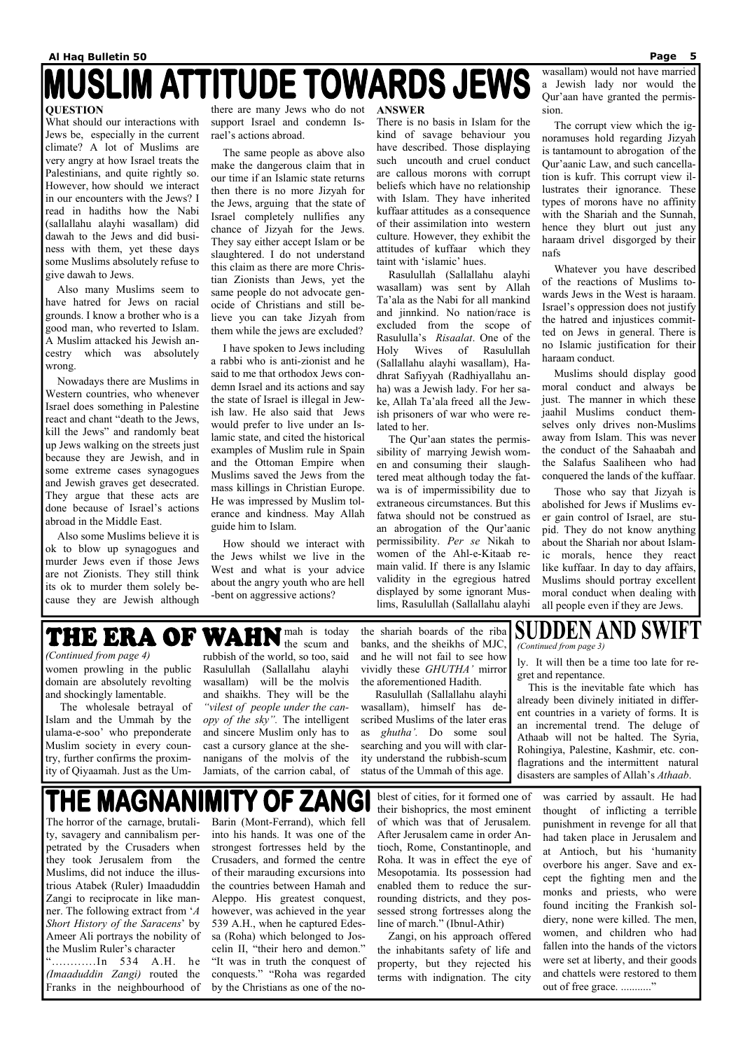# MUSLIM ATTITUDE TOWARDS JEWS

**QUESTION**

What should our interactions with Jews be, especially in the current climate? A lot of Muslims are very angry at how Israel treats the Palestinians, and quite rightly so. However, how should we interact in our encounters with the Jews? I read in hadiths how the Nabi (sallallahu alayhi wasallam) did dawah to the Jews and did business with them, yet these days some Muslims absolutely refuse to give dawah to Jews.

Also many Muslims seem to have hatred for Jews on racial grounds. I know a brother who is a good man, who reverted to Islam. A Muslim attacked his Jewish ancestry which was absolutely wrong.

Nowadays there are Muslims in Western countries, who whenever Israel does something in Palestine react and chant "death to the Jews, kill the Jews" and randomly beat up Jews walking on the streets just because they are Jewish, and in some extreme cases synagogues and Jewish graves get desecrated. They argue that these acts are done because of Israel's actions abroad in the Middle East.

Also some Muslims believe it is ok to blow up synagogues and murder Jews even if those Jews are not Zionists. They still think its ok to murder them solely because they are Jewish although there are many Jews who do not support Israel and condemn Israel's actions abroad.

The same people as above also make the dangerous claim that in our time if an Islamic state returns then there is no more Jizyah for the Jews, arguing that the state of Israel completely nullifies any chance of Jizyah for the Jews. They say they either accept Islam or be slaughtered. I do not understand this claim as there are more Christian Zionists than Jews, yet the same people do not advocate genocide of Christians and still believe you can take Jizyah from them while the jews are excluded?

I have spoken to Jews including a rabbi who is anti-zionist and he said to me that orthodox Jews condemn Israel and its actions and say the state of Israel is illegal in Jewish law. He also said that Jews would prefer to live under an Islamic state, and cited the historical examples of Muslim rule in Spain and the Ottoman Empire when Muslims saved the Jews from the mass killings in Christian Europe. He was impressed by Muslim tolerance and kindness. May Allah guide him to Islam.

How should we interact with the Jews whilst we live in the West and what is your advice about the angry youth who are hell-bent on aggressive actions?

**ANSWER**

There is no basis in Islam for the kind of savage behaviour you have described. Those displaying such uncouth and cruel conduct are callous morons with corrupt beliefs which have no relationship with Islam. They have inherited kuffaar attitudes as a consequence of their assimilation into western culture. However, they exhibit the attitudes of kuffaar which they taint with 'islamic' hues.

Rasulullah (Sallallahu alayhi wasallam) was sent by Allah Ta'ala as the Nabi for all mankind and jinnkind. No nation/race is excluded from the scope of Rasululla's *Risaalat*. One of the Holy Wives of Rasulullah (Sallallahu alayhi wasallam), Hadhrat Safiyyah (Radhiyallahu anha) was a Jewish lady. For her sake, Allah Ta'ala freed all the Jewish prisoners of war who were related to her.

The Qur'aan states the permissibility of marrying Jewish women and consuming their slaughtered meat although today the fatwa is of impermissibility due to extraneous circumstances. But this fatwa should not be construed as an abrogation of the Qur'aanic permissibility. *Per se* Nikah to women of the Ahl-e-Kitaab remain valid. If there is any Islamic validity in the egregious hatred displayed by some ignorant Muslims, Rasulullah (Sallallahu alayhi wasallam) would not have married a Jewish lady nor would the Qur'aan have granted the permission.

The corrupt view which the ignoramuses hold regarding Jizyah is tantamount to abrogation of the Qur'aanic Law, and such cancellation is kufr. This corrupt view illustrates their ignorance. These types of morons have no affinity with the Shariah and the Sunnah, hence they blurt out just any haraam drivel disgorged by their nafs

Whatever you have described of the reactions of Muslims towards Jews in the West is haraam. Israel's oppression does not justify the hatred and injustices committed on Jews in general. There is no Islamic justification for their haraam conduct.

Muslims should display good moral conduct and always be just. The manner in which these jaahil Muslims conduct themselves only drives non-Muslims away from Islam. This was never the conduct of the Sahaabah and the Salafus Saaliheen who had conquered the lands of the kuffaar.

Those who say that Jizyah is abolished for Jews if Muslims ever gain control of Israel, are stupid. They do not know anything about the Shariah nor about Islamic morals, hence they react like kuffaar. In day to day affairs, Muslims should portray excellent moral conduct when dealing with all people even if they are Jews.

# THE ERA OF WAHN

*(Continued from page 4)*

women prowling in the public domain are absolutely revolting and shockingly lamentable.

The wholesale betrayal of Islam and the Ummah by the ulama-e-soo' who preponderate Muslim society in every country, further confirms the proximity of Qiyaamah. Just as the Ummah is today the scum and rubbish of the world, so too, said Rasulullah (Sallallahu alayhi wasallam) will be the molvis and shaikhs. They will be the *"vilest of people under the canopy of the sky"*. The intelligent and sincere Muslim only has to cast a cursory glance at the shenanigans of the molvis of the Jamiats, of the carrion cabal, of the shariah boards of the riba banks, and the sheikhs of MJC, and he will not fail to see how vividly these *GHUTHA'* mirror the aforementioned Hadith.

Rasulullah (Sallallahu alayhi wasallam), himself has described Muslims of the later eras as *ghutha'*. Do some soul searching and you will with clarity understand the rubbish-scum status of the Ummah of this age.

# SUDDEN AND SWIFT

*(Continued from page 3)*

ly. It will then be a time too late for regret and repentance.

This is the inevitable fate which has already been divinely initiated in different countries in a variety of forms. It is an incremental trend. The deluge of Athaab will not be halted. The Syria, Rohingiya, Palestine, Kashmir, etc. conflagrations and the intermittent natural disasters are samples of Allah's *Athaab*.

# THE MAGNANIMITY OF ZANGI

The horror of the carnage, brutality, savagery and cannibalism perpetrated by the Crusaders when they took Jerusalem from the Muslims, did not induce the illustrious Atabek (Ruler) Imaaduddin Zangi to reciprocate in like manner. The following extract from '*A Short History of the Saracens*' by Ameer Ali portrays the nobility of the Muslim Ruler's character

"…………In 534 A.H. he *(Imaaduddin Zangi)* routed the Franks in the neighbourhood of Barin (Mont-Ferrand), which fell into his hands. It was one of the strongest fortresses held by the Crusaders, and formed the centre of their marauding excursions into the countries between Hamah and Aleppo. His greatest conquest, however, was achieved in the year 539 A.H., when he captured Edessa (Roha) which belonged to Joscelin II, "their hero and demon." "It was in truth the conquest of conquests." "Roha was regarded by the Christians as one of the noblest of cities, for it formed one of their bishoprics, the most eminent of which was that of Jerusalem. After Jerusalem came in order Antioch, Rome, Constantinople, and Roha. It was in effect the eye of Mesopotamia. Its possession had enabled them to reduce the surrounding districts, and they possessed strong fortresses along the line of march." (Ibnul-Athir)

Zangi, on his approach offered the inhabitants safety of life and property, but they rejected his terms with indignation. The city was carried by assault. He had thought of inflicting a terrible punishment in revenge for all that had taken place in Jerusalem and at Antioch, but his 'humanity overbore his anger. Save and except the fighting men and the monks and priests, who were found inciting the Frankish soldiery, none were killed. The men, women, and children who had fallen into the hands of the victors were set at liberty, and their goods and chattels were restored to them out of free grace. ..........."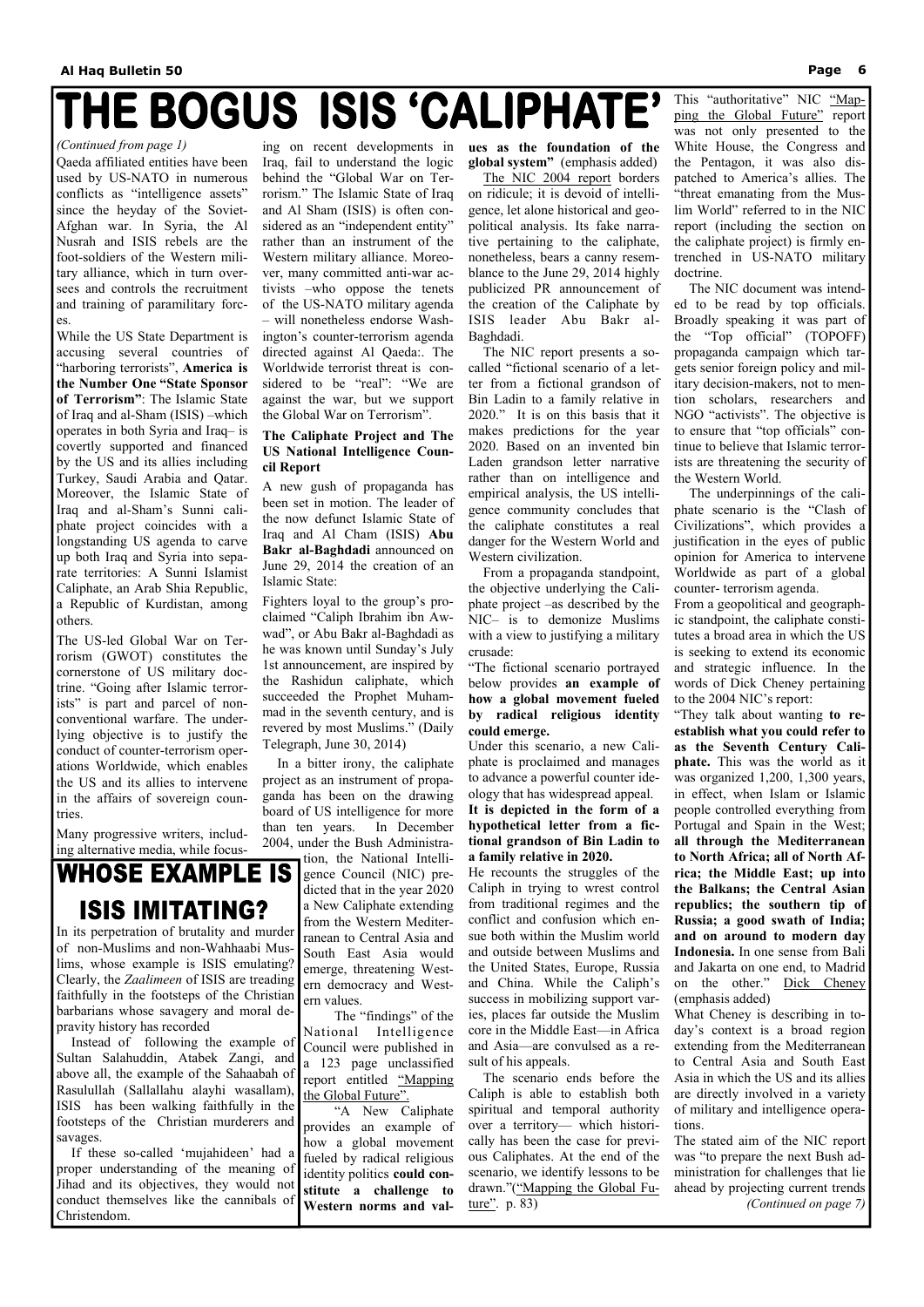# THE BOGUS ISIS 'CALIPHATE'

*(Continued from page 1)*

Qaeda affiliated entities have been used by US-NATO in numerous conflicts as "intelligence assets" since the heyday of the Soviet-Afghan war. In Syria, the Al Nusrah and ISIS rebels are the foot-soldiers of the Western military alliance, which in turn oversees and controls the recruitment and training of paramilitary forces.

While the US State Department is accusing several countries of "harboring terrorists", **America is the Number One "State Sponsor of Terrorism"**: The Islamic State of Iraq and al-Sham (ISIS) –which operates in both Syria and Iraq– is covertly supported and financed by the US and its allies including Turkey, Saudi Arabia and Qatar. Moreover, the Islamic State of Iraq and al-Sham's Sunni caliphate project coincides with a longstanding US agenda to carve up both Iraq and Syria into separate territories: A Sunni Islamist Caliphate, an Arab Shia Republic, a Republic of Kurdistan, among others.

The US-led Global War on Terrorism (GWOT) constitutes the cornerstone of US military doctrine. "Going after Islamic terrorists" is part and parcel of non-conventional warfare. The underlying objective is to justify the conduct of counter-terrorism operations Worldwide, which enables the US and its allies to intervene in the affairs of sovereign countries.

Many progressive writers, including alternative media, while focusing on recent developments in Iraq, fail to understand the logic behind the "Global War on Terrorism." The Islamic State of Iraq and Al Sham (ISIS) is often considered as an "independent entity" rather than an instrument of the Western military alliance. Moreover, many committed anti-war activists –who oppose the tenets of the US-NATO military agenda – will nonetheless endorse Washington's counter-terrorism agenda directed against Al Qaeda:. The Worldwide terrorist threat is considered to be "real": "We are against the war, but we support the Global War on Terrorism".

### The Caliphate Project and The US National Intelligence Council Report

A new gush of propaganda has been set in motion. The leader of the now defunct Islamic State of Iraq and Al Cham (ISIS) **Abu Bakr al-Baghdadi** announced on June 29, 2014 the creation of an Islamic State:

Fighters loyal to the group's proclaimed "Caliph Ibrahim ibn Awwad", or Abu Bakr al-Baghdadi as he was known until Sunday's July 1st announcement, are inspired by the Rashidun caliphate, which succeeded the Prophet Muhammad in the seventh century, and is revered by most Muslims." (Daily Telegraph, June 30, 2014)

In a bitter irony, the caliphate project as an instrument of propaganda has been on the drawing board of US intelligence for more than ten years. In December 2004, under the Bush Administration, the National Intelligence Council (NIC) predicted that in the year 2020 a New Caliphate extending from the Western Mediterranean to Central Asia and South East Asia would emerge, threatening Western democracy and Western values.

The "findings" of the National Intelligence Council were published in a 123 page unclassified report entitled "Mapping the Global Future".

"A New Caliphate provides an example of how a global movement fueled by radical religious identity politics **could constitute a challenge to Western norms and values as the foundation of the global system"** (emphasis added)

The NIC 2004 report borders on ridicule; it is devoid of intelligence, let alone historical and geopolitical analysis. Its fake narrative pertaining to the caliphate, nonetheless, bears a canny resemblance to the June 29, 2014 highly publicized PR announcement of the creation of the Caliphate by ISIS leader Abu Bakr al-Baghdadi.

The NIC report presents a so-called "fictional scenario of a letter from a fictional grandson of Bin Ladin to a family relative in 2020." It is on this basis that it makes predictions for the year 2020. Based on an invented bin Laden grandson letter narrative rather than on intelligence and empirical analysis, the US intelligence community concludes that the caliphate constitutes a real danger for the Western World and Western civilization.

From a propaganda standpoint, the objective underlying the Caliphate project –as described by the NIC– is to demonize Muslims with a view to justifying a military crusade:

"The fictional scenario portrayed below provides **an example of how a global movement fueled by radical religious identity could emerge.**

Under this scenario, a new Caliphate is proclaimed and manages to advance a powerful counter ideology that has widespread appeal.

**It is depicted in the form of a hypothetical letter from a fictional grandson of Bin Ladin to a family relative in 2020.**

He recounts the struggles of the Caliph in trying to wrest control from traditional regimes and the conflict and confusion which ensue both within the Muslim world and outside between Muslims and the United States, Europe, Russia and China. While the Caliph's success in mobilizing support varies, places far outside the Muslim core in the Middle East—in Africa and Asia—are convulsed as a result of his appeals.

The scenario ends before the Caliph is able to establish both spiritual and temporal authority over a territory— which historically has been the case for previous Caliphates. At the end of the scenario, we identify lessons to be drawn."("Mapping the Global Future". p. 83)

This "authoritative" NIC "Mapping the Global Future" report was not only presented to the White House, the Congress and the Pentagon, it was also dispatched to America's allies. The "threat emanating from the Muslim World" referred to in the NIC report (including the section on the caliphate project) is firmly entrenched in US-NATO military doctrine.

The NIC document was intended to be read by top officials. Broadly speaking it was part of the "Top official" (TOPOFF) propaganda campaign which targets senior foreign policy and military decision-makers, not to mention scholars, researchers and NGO "activists". The objective is to ensure that "top officials" continue to believe that Islamic terrorists are threatening the security of the Western World.

The underpinnings of the caliphate scenario is the "Clash of Civilizations", which provides a justification in the eyes of public opinion for America to intervene Worldwide as part of a global counter- terrorism agenda.

From a geopolitical and geographic standpoint, the caliphate constitutes a broad area in which the US is seeking to extend its economic and strategic influence. In the words of Dick Cheney pertaining to the 2004 NIC's report:

"They talk about wanting **to re-establish what you could refer to as the Seventh Century Caliphate.** This was the world as it was organized 1,200, 1,300 years, in effect, when Islam or Islamic people controlled everything from Portugal and Spain in the West; **all through the Mediterranean to North Africa; all of North Africa; the Middle East; up into the Balkans; the Central Asian republics; the southern tip of Russia; a good swath of India; and on around to modern day Indonesia.** In one sense from Bali and Jakarta on one end, to Madrid on the other." Dick Cheney (emphasis added)

What Cheney is describing in today's context is a broad region extending from the Mediterranean to Central Asia and South East Asia in which the US and its allies are directly involved in a variety of military and intelligence operations.

The stated aim of the NIC report was "to prepare the next Bush administration for challenges that lie ahead by projecting current trends

*(Continued on page 7)*

## WHOSE EXAMPLE IS ISIS IMITATING?

In its perpetration of brutality and murder of non-Muslims and non-Wahhaabi Muslims, whose example is ISIS emulating? Clearly, the *Zaalimeen* of ISIS are treading faithfully in the footsteps of the Christian barbarians whose savagery and moral depravity history has recorded

Instead of following the example of Sultan Salahuddin, Atabek Zangi, and above all, the example of the Sahaabah of Rasulullah (Sallallahu alayhi wasallam), ISIS has been walking faithfully in the footsteps of the Christian murderers and savages.

If these so-called 'mujahideen' had a proper understanding of the meaning of Jihad and its objectives, they would not conduct themselves like the cannibals of Christendom.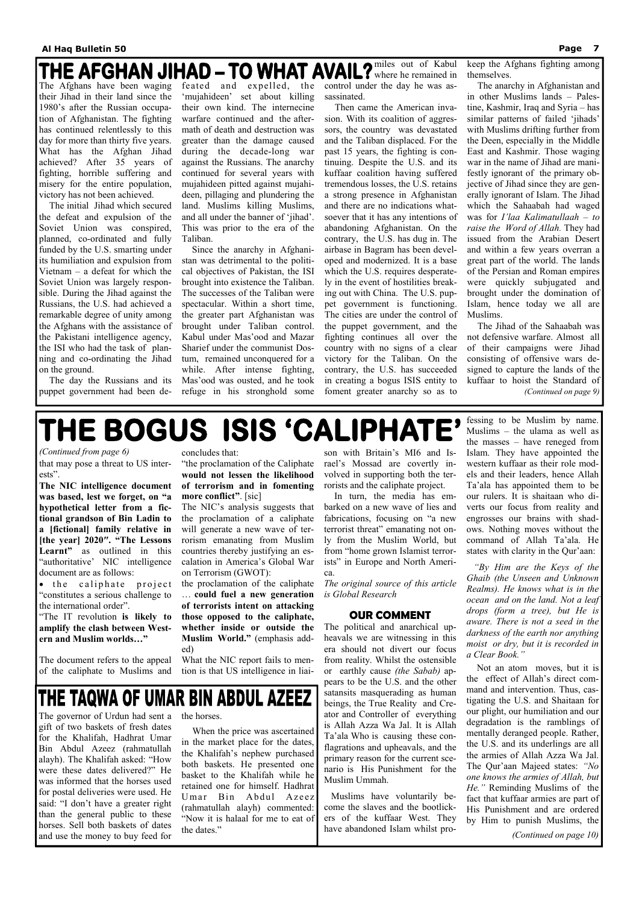# THE AFGHAN JIHAD – TO WHAT AVAIL?

The Afghans have been waging their Jihad in their land since the 1980's after the Russian occupation of Afghanistan. The fighting has continued relentlessly to this day for more than thirty five years. What has the Afghan Jihad achieved? After 35 years of fighting, horrible suffering and misery for the entire population, victory has not been achieved.

The initial Jihad which secured the defeat and expulsion of the Soviet Union was conspired, planned, co-ordinated and fully funded by the U.S. smarting under its humiliation and expulsion from Vietnam – a defeat for which the Soviet Union was largely responsible. During the Jihad against the Russians, the U.S. had achieved a remarkable degree of unity among the Afghans with the assistance of the Pakistani intelligence agency, the ISI who had the task of planning and co-ordinating the Jihad on the ground.

The day the Russians and its puppet government had been defeated and expelled, the 'mujahideen' set about killing their own kind. The internecine warfare continued and the aftermath of death and destruction was greater than the damage caused during the decade-long war against the Russians. The anarchy continued for several years with mujahideen pitted against mujahideen, pillaging and plundering the land. Muslims killing Muslims, and all under the banner of 'jihad'. This was prior to the era of the Taliban.

Since the anarchy in Afghanistan was detrimental to the political objectives of Pakistan, the ISI brought into existence the Taliban. The successes of the Taliban were spectacular. Within a short time, the greater part Afghanistan was brought under Taliban control. Kabul under Mas'ood and Mazar Sharief under the communist Dostum, remained unconquered for a while. After intense fighting, Mas'ood was ousted, and he took refuge in his stronghold some miles out of Kabul where he remained in control under the day he was assassinated.

Then came the American invasion. With its coalition of aggressors, the country was devastated and the Taliban displaced. For the past 15 years, the fighting is continuing. Despite the U.S. and its kuffaar coalition having suffered tremendous losses, the U.S. retains a strong presence in Afghanistan and there are no indications whatsoever that it has any intentions of abandoning Afghanistan. On the contrary, the U.S. has dug in. The airbase in Bagram has been developed and modernized. It is a base which the U.S. requires desperately in the event of hostilities breaking out with China. The U.S. puppet government is functioning. The cities are under the control of the puppet government, and the fighting continues all over the country with no signs of a clear victory for the Taliban. On the contrary, the U.S. has succeeded in creating a bogus ISIS entity to foment greater anarchy so as to keep the Afghans fighting among themselves.

The anarchy in Afghanistan and in other Muslims lands – Palestine, Kashmir, Iraq and Syria – has similar patterns of failed 'jihads' with Muslims drifting further from the Deen, especially in the Middle East and Kashmir. Those waging war in the name of Jihad are manifestly ignorant of the primary objective of Jihad since they are generally ignorant of Islam. The Jihad which the Sahaabah had waged was for *I'laa Kalimatullaah – to raise the Word of Allah.* They had issued from the Arabian Desert and within a few years overran a great part of the world. The lands of the Persian and Roman empires were quickly subjugated and brought under the domination of Islam, hence today we all are Muslims.

The Jihad of the Sahaabah was not defensive warfare. Almost all of their campaigns were Jihad consisting of offensive wars designed to capture the lands of the kuffaar to hoist the Standard of

*(Continued on page 9)*

# THE BOGUS ISIS 'CALIPHATE'

*(Continued from page 6)*

that may pose a threat to US interests".

**The NIC intelligence document was based, lest we forget, on "a hypothetical letter from a fictional grandson of Bin Laden to a [fictional] family relative in [the year] 2020″. "The Lessons Learnt"** as outlined in this "authoritative" NIC intelligence document are as follows:

- the caliphate project "constitutes a serious challenge to the international order".

"The IT revolution **is likely to amplify the clash between Western and Muslim worlds…"**

The document refers to the appeal of the caliphate to Muslims and concludes that:

"the proclamation of the Caliphate **would not lessen the likelihood of terrorism and in fomenting more conflict"**. [sic]

The NIC's analysis suggests that the proclamation of a caliphate will generate a new wave of terrorism emanating from Muslim countries thereby justifying an escalation in America's Global War on Terrorism (GWOT):

the proclamation of the caliphate … **could fuel a new generation of terrorists intent on attacking those opposed to the caliphate, whether inside or outside the Muslim World."** (emphasis added)

What the NIC report fails to mention is that US intelligence in liaison with Britain's MI6 and Israel's Mossad are covertly involved in supporting both the terrorists and the caliphate project.

In turn, the media has embarked on a new wave of lies and fabrications, focusing on "a new terrorist threat" emanating not only from the Muslim World, but from "home grown Islamist terrorists" in Europe and North America.

*The original source of this article is Global Research*

## OUR COMMENT

The political and anarchical upheavals we are witnessing in this era should not divert our focus from reality. Whilst the ostensible or earthly cause *(the Sabab)* appears to be the U.S. and the other satansits masquerading as human beings, the True Reality and Creator and Controller of everything is Allah Azza Wa Jal. It is Allah Ta'ala Who is causing these conflagrations and upheavals, and the primary reason for the current scenario is His Punishment for the Muslim Ummah.

Muslims have voluntarily become the slaves and the bootlickers of the kuffaar West. They have abandoned Islam whilst professing to be Muslim by name. Muslims – the ulama as well as the masses – have reneged from Islam. They have appointed the western kuffaar as their role models and their leaders, hence Allah Ta'ala has appointed them to be our rulers. It is shaitaan who diverts our focus from reality and engrosses our brains with shadows. Nothing moves without the command of Allah Ta'ala. He states with clarity in the Qur'aan:

*"By Him are the Keys of the Ghaib (the Unseen and Unknown Realms). He knows what is in the ocean and on the land. Not a leaf drops (form a tree), but He is aware. There is not a seed in the darkness of the earth nor anything moist or dry, but it is recorded in a Clear Book."*

Not an atom moves, but it is the effect of Allah's direct command and intervention. Thus, castigating the U.S. and Shaitaan for our plight, our humiliation and our degradation is the ramblings of mentally deranged people. Rather, the U.S. and its underlings are all the armies of Allah Azza Wa Jal. The Qur'aan Majeed states: *"No one knows the armies of Allah, but He."* Reminding Muslims of the fact that kuffaar armies are part of His Punishment and are ordered by Him to punish Muslims, the

*(Continued on page 10)*

# THE TAQWA OF UMAR BIN ABDUL AZEEZ

The governor of Urdun had sent a gift of two baskets of fresh dates for the Khalifah, Hadhrat Umar Bin Abdul Azeez (rahmatullah alayh). The Khalifah asked: "How were these dates delivered?" He was informed that the horses used for postal deliveries were used. He said: "I don't have a greater right than the general public to these horses. Sell both baskets of dates and use the money to buy feed for the horses.

When the price was ascertained in the market place for the dates, the Khalifah's nephew purchased both baskets. He presented one basket to the Khalifah while he retained one for himself. Hadhrat Umar Bin Abdul Azeez (rahmatullah alayh) commented: "Now it is halaal for me to eat of the dates."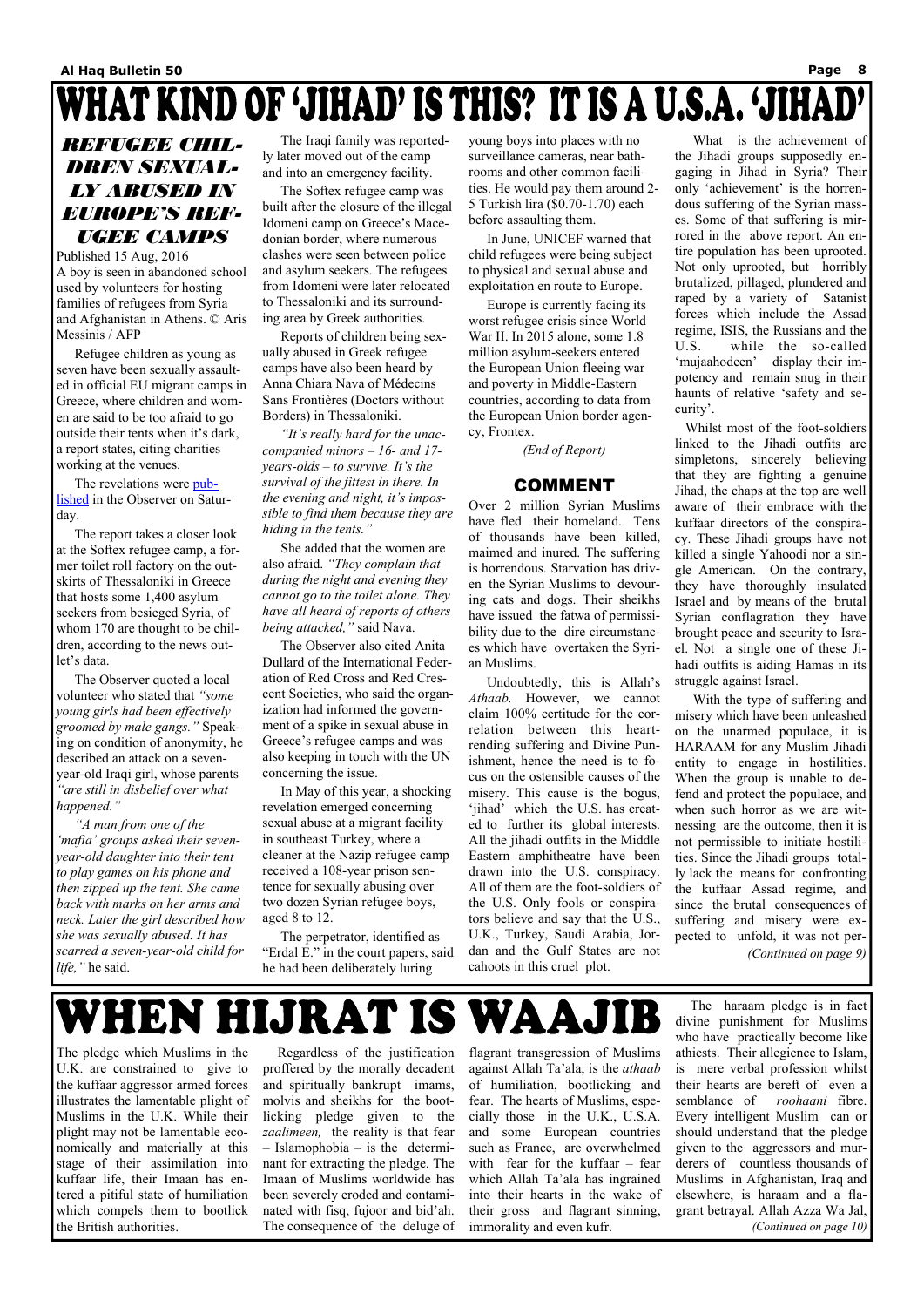# WHAT KIND OF 'JIHAD' IS THIS? IT IS A U.S.A. 'JIHAD'

## *REFUGEE CHILDREN SEXUALLY ABUSED IN EUROPE'S REFUGEE CAMPS*

Published 15 Aug, 2016

A boy is seen in abandoned school used by volunteers for hosting families of refugees from Syria and Afghanistan in Athens. © Aris Messinis / AFP

Refugee children as young as seven have been sexually assaulted in official EU migrant camps in Greece, where children and women are said to be too afraid to go outside their tents when it's dark, a report states, citing charities working at the venues.

The revelations were published in the Observer on Saturday.

The report takes a closer look at the Softex refugee camp, a former toilet roll factory on the outskirts of Thessaloniki in Greece that hosts some 1,400 asylum seekers from besieged Syria, of whom 170 are thought to be children, according to the news outlet's data.

The Observer quoted a local volunteer who stated that *"some young girls had been effectively groomed by male gangs."* Speaking on condition of anonymity, he described an attack on a seven-year-old Iraqi girl, whose parents *"are still in disbelief over what happened."*

*"A man from one of the 'mafia' groups asked their seven-year-old daughter into their tent to play games on his phone and then zipped up the tent. She came back with marks on her arms and neck. Later the girl described how she was sexually abused. It has scarred a seven-year-old child for life,"* he said.

The Iraqi family was reportedly later moved out of the camp and into an emergency facility.

The Softex refugee camp was built after the closure of the illegal Idomeni camp on Greece's Macedonian border, where numerous clashes were seen between police and asylum seekers. The refugees from Idomeni were later relocated to Thessaloniki and its surrounding area by Greek authorities.

Reports of children being sexually abused in Greek refugee camps have also been heard by Anna Chiara Nava of Médecins Sans Frontières (Doctors without Borders) in Thessaloniki.

*"It's really hard for the unaccompanied minors – 16- and 17-years-olds – to survive. It's the survival of the fittest in there. In the evening and night, it's impossible to find them because they are hiding in the tents."*

She added that the women are also afraid. *"They complain that during the night and evening they cannot go to the toilet alone. They have all heard of reports of others being attacked,"* said Nava.

The Observer also cited Anita Dullard of the International Federation of Red Cross and Red Crescent Societies, who said the organization had informed the government of a spike in sexual abuse in Greece's refugee camps and was also keeping in touch with the UN concerning the issue.

In May of this year, a shocking revelation emerged concerning sexual abuse at a migrant facility in southeast Turkey, where a cleaner at the Nazip refugee camp received a 108-year prison sentence for sexually abusing over two dozen Syrian refugee boys, aged 8 to 12.

The perpetrator, identified as "Erdal E." in the court papers, said he had been deliberately luring young boys into places with no surveillance cameras, near bathrooms and other common facilities. He would pay them around 2-5 Turkish lira ($0.70-1.70) each before assaulting them.

In June, UNICEF warned that child refugees were being subject to physical and sexual abuse and exploitation en route to Europe.

Europe is currently facing its worst refugee crisis since World War II. In 2015 alone, some 1.8 million asylum-seekers entered the European Union fleeing war and poverty in Middle-Eastern countries, according to data from the European Union border agency, Frontex.

*(End of Report)*

### COMMENT

Over 2 million Syrian Muslims have fled their homeland. Tens of thousands have been killed, maimed and inured. The suffering is horrendous. Starvation has driven the Syrian Muslims to devouring cats and dogs. Their sheikhs have issued the fatwa of permissibility due to the dire circumstances which have overtaken the Syrian Muslims.

Undoubtedly, this is Allah's *Athaab.* However, we cannot claim 100% certitude for the correlation between this heart-rending suffering and Divine Punishment, hence the need is to focus on the ostensible causes of the misery. This cause is the bogus, 'jihad' which the U.S. has created to further its global interests. All the jihadi outfits in the Middle Eastern amphitheatre have been drawn into the U.S. conspiracy. All of them are the foot-soldiers of the U.S. Only fools or conspirators believe and say that the U.S., U.K., Turkey, Saudi Arabia, Jordan and the Gulf States are not cahoots in this cruel plot.

What is the achievement of the Jihadi groups supposedly engaging in Jihad in Syria? Their only 'achievement' is the horrendous suffering of the Syrian masses. Some of that suffering is mirrored in the above report. An entire population has been uprooted. Not only uprooted, but horribly brutalized, pillaged, plundered and raped by a variety of Satanist forces which include the Assad regime, ISIS, the Russians and the U.S. while the so-called 'mujaahodeen' display their impotency and remain snug in their haunts of relative 'safety and security'.

Whilst most of the foot-soldiers linked to the Jihadi outfits are simpletons, sincerely believing that they are fighting a genuine Jihad, the chaps at the top are well aware of their embrace with the kuffaar directors of the conspiracy. These Jihadi groups have not killed a single Yahoodi nor a single American. On the contrary, they have thoroughly insulated Israel and by means of the brutal Syrian conflagration they have brought peace and security to Israel. Not a single one of these Jihadi outfits is aiding Hamas in its struggle against Israel.

With the type of suffering and misery which have been unleashed on the unarmed populace, it is HARAAM for any Muslim Jihadi entity to engage in hostilities. When the group is unable to defend and protect the populace, and when such horror as we are witnessing are the outcome, then it is not permissible to initiate hostilities. Since the Jihadi groups totally lack the means for confronting the kuffaar Assad regime, and since the brutal consequences of suffering and misery were expected to unfold, it was not per-

*(Continued on page 9)*

# WHEN HIJRAT IS WAAJIB

The pledge which Muslims in the U.K. are constrained to give to the kuffaar aggressor armed forces illustrates the lamentable plight of Muslims in the U.K. While their plight may not be lamentable economically and materially at this stage of their assimilation into kuffaar life, their Imaan has entered a pitiful state of humiliation which compels them to bootlick the British authorities.

Regardless of the justification proffered by the morally decadent and spiritually bankrupt imams, molvis and sheikhs for the bootlicking pledge given to the *zaalimeen,* the reality is that fear – Islamophobia – is the determinant for extracting the pledge. The Imaan of Muslims worldwide has been severely eroded and contaminated with fisq, fujoor and bid'ah. The consequence of the deluge of flagrant transgression of Muslims against Allah Ta'ala, is the *athaab* of humiliation, bootlicking and fear. The hearts of Muslims, especially those in the U.K., U.S.A. and some European countries such as France, are overwhelmed with fear for the kuffaar – fear which Allah Ta'ala has ingrained into their hearts in the wake of their gross and flagrant sinning, immorality and even kufr.

The haraam pledge is in fact divine punishment for Muslims who have practically become like athiests. Their allegiance to Islam, is mere verbal profession whilst their hearts are bereft of even a semblance of *roohaani* fibre. Every intelligent Muslim can or should understand that the pledge given to the aggressors and murderers of countless thousands of Muslims in Afghanistan, Iraq and elsewhere, is haraam and a flagrant betrayal. Allah Azza Wa Jal,

*(Continued on page 10)*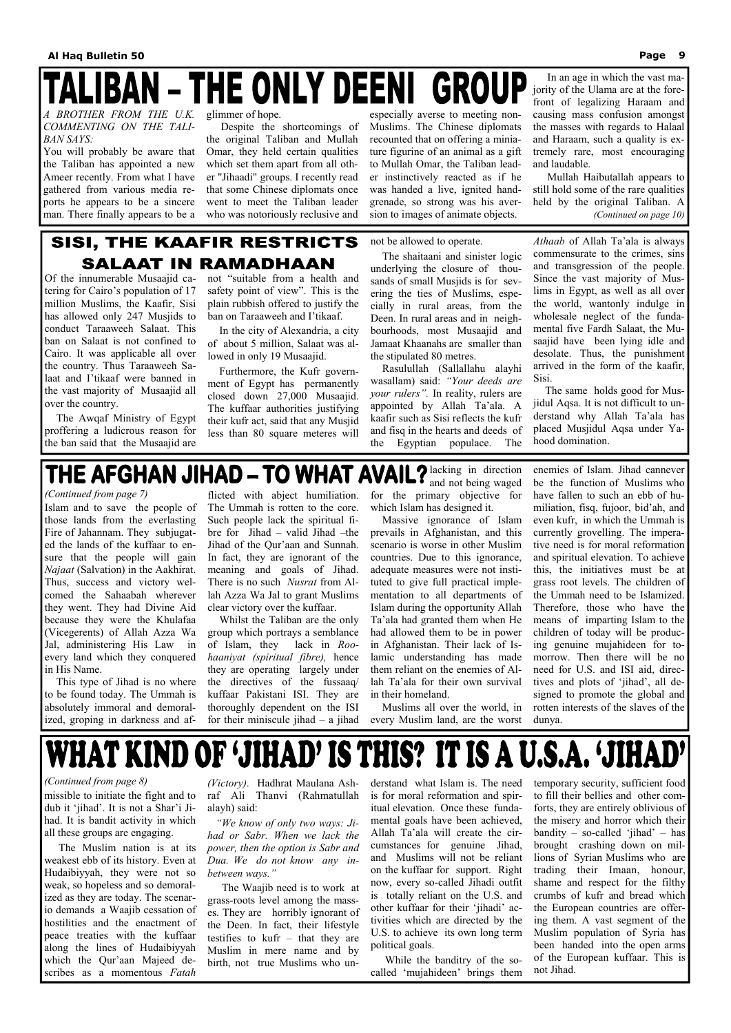# TALIBAN – THE ONLY DEENI GROUP

*A BROTHER FROM THE U.K. COMMENTING ON THE TALIBAN SAYS:*

You will probably be aware that the Taliban has appointed a new Ameer recently. From what I have gathered from various media reports he appears to be a sincere man. There finally appears to be a glimmer of hope.

Despite the shortcomings of the original Taliban and Mullah Omar, they held certain qualities which set them apart from all other "Jihaadi" groups. I recently read that some Chinese diplomats once went to meet the Taliban leader who was notoriously reclusive and especially averse to meeting non-Muslims. The Chinese diplomats recounted that on offering a miniature figurine of an animal as a gift to Mullah Omar, the Taliban leader instinctively reacted as if he was handed a live, ignited hand-grenade, so strong was his aversion to images of animate objects.

In an age in which the vast majority of the Ulama are at the forefront of legalizing Haraam and causing mass confusion amongst the masses with regards to Halaal and Haraam, such a quality is extremely rare, most encouraging and laudable.

Mullah Haibutallah appears to still hold some of the rare qualities held by the original Taliban. A

*(Continued on page 10)*

# SISI, THE KAAFIR RESTRICTS SALAAT IN RAMADHAAN

Of the innumerable Musaajid catering for Cairo's population of 17 million Muslims, the Kaafir, Sisi has allowed only 247 Musjids to conduct Taraaweeh Salaat. This ban on Salaat is not confined to Cairo. It was applicable all over the country. Thus Taraaweeh Salaat and I'tikaaf were banned in the vast majority of Musaajid all over the country.

The Awqaf Ministry of Egypt proffering a ludicrous reason for the ban said that the Musaajid are not "suitable from a health and safety point of view". This is the plain rubbish offered to justify the ban on Taraaweeh and I'tikaaf.

In the city of Alexandria, a city of about 5 million, Salaat was allowed in only 19 Musaajid.

Furthermore, the Kufr government of Egypt has permanently closed down 27,000 Musaajid. The kuffaar authorities justifying their kufr act, said that any Musjid less than 80 square meteres will not be allowed to operate.

The shaitaani and sinister logic underlying the closure of thousands of small Musjids is for severing the ties of Muslims, especially in rural areas, from the Deen. In rural areas and in neighbourhoods, most Musaajid and Jamaat Khaanahs are smaller than the stipulated 80 metres.

Rasulullah (Sallallahu alayhi wasallam) said: *"Your deeds are your rulers".* In reality, rulers are appointed by Allah Ta'ala. A kaafir such as Sisi reflects the kufr and fisq in the hearts and deeds of the Egyptian populace. The *Athaab* of Allah Ta'ala is always commensurate to the crimes, sins and transgression of the people. Since the vast majority of Muslims in Egypt, as well as all over the world, wantonly indulge in wholesale neglect of the fundamental five Fardh Salaat, the Musaajid have been lying idle and desolate. Thus, the punishment arrived in the form of the kaafir, Sisi.

The same holds good for Musjidul Aqsa. It is not difficult to understand why Allah Ta'ala has placed Musjidul Aqsa under Yahood domination.

# THE AFGHAN JIHAD – TO WHAT AVAIL?

*(Continued from page 7)*

Islam and to save the people of those lands from the everlasting Fire of Jahannam. They subjugated the lands of the kuffaar to ensure that the people will gain *Najaat* (Salvation) in the Aakhirat. Thus, success and victory welcomed the Sahaabah wherever they went. They had Divine Aid because they were the Khulafaa (Vicegerents) of Allah Azza Wa Jal, administering His Law in every land which they conquered in His Name.

This type of Jihad is no where to be found today. The Ummah is absolutely immoral and demoralized, groping in darkness and afflicted with abject humiliation. The Ummah is rotten to the core. Such people lack the spiritual fibre for Jihad – valid Jihad –the Jihad of the Qur'aan and Sunnah. In fact, they are ignorant of the meaning and goals of Jihad. There is no such *Nusrat* from Allah Azza Wa Jal to grant Muslims clear victory over the kuffaar.

Whilst the Taliban are the only group which portrays a semblance of Islam, they lack in *Roohaaniyat (spiritual fibre),* hence they are operating largely under the directives of the fussaaq/kuffaar Pakistani ISI. They are thoroughly dependent on the ISI for their miniscule jihad – a jihad lacking in direction and not being waged for the primary objective for which Islam has designed it.

Massive ignorance of Islam prevails in Afghanistan, and this scenario is worse in other Muslim countries. Due to this ignorance, adequate measures were not instituted to give full practical implementation to all departments of Islam during the opportunity Allah Ta'ala had granted them when He had allowed them to be in power in Afghanistan. Their lack of Islamic understanding has made them reliant on the enemies of Allah Ta'ala for their own survival in their homeland.

Muslims all over the world, in every Muslim land, are the worst enemies of Islam. Jihad cannever be the function of Muslims who have fallen to such an ebb of humiliation, fisq, fujoor, bid'ah, and even kufr, in which the Ummah is currently grovelling. The imperative need is for moral reformation and spiritual elevation. To achieve this, the initiatives must be at grass root levels. The children of the Ummah need to be Islamized. Therefore, those who have the means of imparting Islam to the children of today will be producing genuine mujahideen for tomorrow. Then there will be no need for U.S. and ISI aid, directives and plots of 'jihad', all designed to promote the global and rotten interests of the slaves of the dunya.

# WHAT KIND OF 'JIHAD' IS THIS? IT IS A U.S.A. 'JIHAD'

*(Continued from page 8)*

missible to initiate the fight and to dub it 'jihad'. It is not a Shar'i Jihad. It is bandit activity in which all these groups are engaging.

The Muslim nation is at its weakest ebb of its history. Even at Hudaibiyyah, they were not so weak, so hopeless and so demoralized as they are today. The scenario demands a Waajib cessation of hostilities and the enactment of peace treaties with the kuffaar along the lines of Hudaibiyyah which the Qur'aan Majeed describes as a momentous *Fatah (Victory)*. Hadhrat Maulana Ashraf Ali Thanvi (Rahmatullah alayh) said:

*"We know of only two ways: Jihad or Sabr. When we lack the power, then the option is Sabr and Dua. We do not know any in-between ways."*

The Waajib need is to work at grass-roots level among the masses. They are horribly ignorant of the Deen. In fact, their lifestyle testifies to kufr – that they are Muslim in mere name and by birth, not true Muslims who understand what Islam is. The need is for moral reformation and spiritual elevation. Once these fundamental goals have been achieved, Allah Ta'ala will create the circumstances for genuine Jihad, and Muslims will not be reliant on the kuffaar for support. Right now, every so-called Jihadi outfit is totally reliant on the U.S. and other kuffaar for their 'jihadi' activities which are directed by the U.S. to achieve its own long term political goals.

While the banditry of the so-called 'mujahideen' brings them temporary security, sufficient food to fill their bellies and other comforts, they are entirely oblivious of the misery and horror which their bandity – so-called 'jihad' – has brought crashing down on millions of Syrian Muslims who are trading their Imaan, honour, shame and respect for the filthy crumbs of kufr and bread which the European countries are offering them. A vast segment of the Muslim population of Syria has been handed into the open arms of the European kuffaar. This is not Jihad.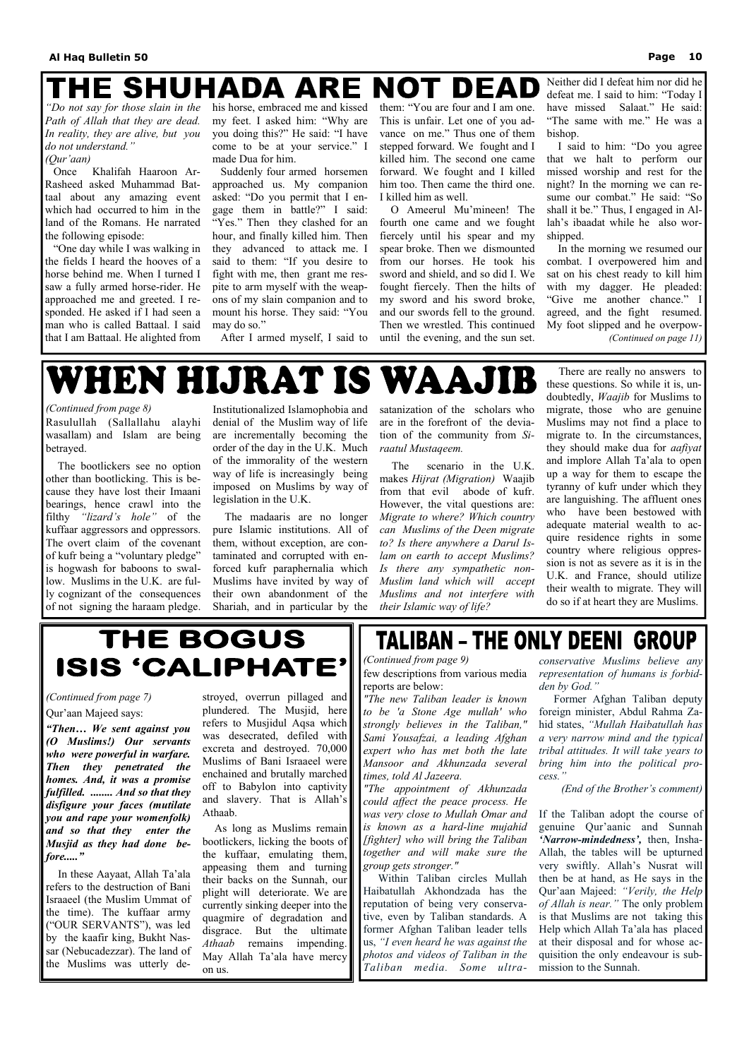# THE SHUHADA ARE NOT DEAD

*"Do not say for those slain in the Path of Allah that they are dead. In reality, they are alive, but you do not understand."*
*(Qur'aan)*

Once Khalifah Haaroon Ar-Rasheed asked Muhammad Battaal about any amazing event which had occurred to him in the land of the Romans. He narrated the following episode:

"One day while I was walking in the fields I heard the hooves of a horse behind me. When I turned I saw a fully armed horse-rider. He approached me and greeted. I responded. He asked if I had seen a man who is called Battaal. I said that I am Battaal. He alighted from his horse, embraced me and kissed my feet. I asked him: "Why are you doing this?" He said: "I have come to be at your service." I made Dua for him.

Suddenly four armed horsemen approached us. My companion asked: "Do you permit that I engage them in battle?" I said: "Yes." Then they clashed for an hour, and finally killed him. Then they advanced to attack me. I said to them: "If you desire to fight with me, then grant me respite to arm myself with the weapons of my slain companion and to mount his horse. They said: "You may do so."

After I armed myself, I said to them: "You are four and I am one. This is unfair. Let one of you advance on me." Thus one of them stepped forward. We fought and I killed him. The second one came forward. We fought and I killed him too. Then came the third one. I killed him as well.

O Ameerul Mu'mineen! The fourth one came and we fought fiercely until his spear and my spear broke. Then we dismounted from our horses. He took his sword and shield, and so did I. We fought fiercely. Then the hilts of my sword and his sword broke, and our swords fell to the ground. Then we wrestled. This continued until the evening, and the sun set. Neither did I defeat him nor did he defeat me. I said to him: "Today I have missed Salaat." He said: "The same with me." He was a bishop.

I said to him: "Do you agree that we halt to perform our missed worship and rest for the night? In the morning we can resume our combat." He said: "So shall it be." Thus, I engaged in Allah's ibaadat while he also worshipped.

In the morning we resumed our combat. I overpowered him and sat on his chest ready to kill him with my dagger. He pleaded: "Give me another chance." I agreed, and the fight resumed. My foot slipped and he overpow-

*(Continued on page 11)*

# WHEN HIJRAT IS WAAJIB

*(Continued from page 8)*

Rasulullah (Sallallahu alayhi wasallam) and Islam are being betrayed.

The bootlickers see no option other than bootlicking. This is because they have lost their Imaani bearings, hence crawl into the filthy *"lizard's hole"* of the kuffaar aggressors and oppressors. The overt claim of the covenant of kufr being a "voluntary pledge" is hogwash for baboons to swallow. Muslims in the U.K. are fully cognizant of the consequences of not signing the haraam pledge. Institutionalized Islamophobia and denial of the Muslim way of life are incrementally becoming the order of the day in the U.K. Much of the immorality of the western way of life is increasingly being imposed on Muslims by way of legislation in the U.K.

The madaaris are no longer pure Islamic institutions. All of them, without exception, are contaminated and corrupted with enforced kufr paraphernalia which Muslims have invited by way of their own abandonment of the Shariah, and in particular by the satanization of the scholars who are in the forefront of the deviation of the community from *Siraatul Mustaqeem.*

The scenario in the U.K. makes *Hijrat (Migration)* Waajib from that evil abode of kufr. However, the vital questions are: *Migrate to where? Which country can Muslims of the Deen migrate to? Is there anywhere a Darul Islam on earth to accept Muslims? Is there any sympathetic non-Muslim land which will accept Muslims and not interfere with their Islamic way of life?*

There are really no answers to these questions. So while it is, undoubtedly, *Waajib* for Muslims to migrate, those who are genuine Muslims may not find a place to migrate to. In the circumstances, they should make dua for *aafiyat* and implore Allah Ta'ala to open up a way for them to escape the tyranny of kufr under which they are languishing. The affluent ones who have been bestowed with adequate material wealth to acquire residence rights in some country where religious oppression is not as severe as it is in the U.K. and France, should utilize their wealth to migrate. They will do so if at heart they are Muslims.

# THE BOGUS ISIS 'CALIPHATE'

*(Continued from page 7)*

Qur'aan Majeed says:

***"Then… We sent against you (O Muslims!) our servants who were powerful in warfare. Then they penetrated the homes. And, it was a promise fulfilled. ........ And so that they disfigure your faces (mutilate you and rape your womenfolk) and so that they enter the Musjid as they had done before....."***

In these Aayaat, Allah Ta'ala refers to the destruction of Bani Israaeel (the Muslim Ummat of the time). The kuffaar army ("OUR SERVANTS"), was led by the kaafir king, Bukht Nassar (Nebucadezzar). The land of the Muslims was utterly destroyed, overrun pillaged and plundered. The Musjid, here refers to Musjidul Aqsa which was desecrated, defiled with excreta and destroyed. 70,000 Muslims of Bani Israaeel were enchained and brutally marched off to Babylon into captivity and slavery. That is Allah's Athaab.

As long as Muslims remain bootlickers, licking the boots of the kuffaar, emulating them, appeasing them and turning their backs on the Sunnah, our plight will deteriorate. We are currently sinking deeper into the quagmire of degradation and disgrace. But the ultimate *Athaab* remains impending. May Allah Ta'ala have mercy on us.

# TALIBAN – THE ONLY DEENI GROUP

*(Continued from page 9)*

few descriptions from various media reports are below:

*"The new Taliban leader is known to be 'a Stone Age mullah' who strongly believes in the Taliban," Sami Yousafzai, a leading Afghan expert who has met both the late Mansoor and Akhunzada several times, told Al Jazeera.*

*"The appointment of Akhunzada could affect the peace process. He was very close to Mullah Omar and is known as a hard-line mujahid [fighter] who will bring the Taliban together and will make sure the group gets stronger."*

Within Taliban circles Mullah Haibatullah Akhondzada has the reputation of being very conservative, even by Taliban standards. A former Afghan Taliban leader tells us, *"I even heard he was against the photos and videos of Taliban in the Taliban media. Some ultra-conservative Muslims believe any representation of humans is forbidden by God."*

Former Afghan Taliban deputy foreign minister, Abdul Rahma Zahid states, *"Mullah Haibatullah has a very narrow mind and the typical tribal attitudes. It will take years to bring him into the political process."*

*(End of the Brother's comment)*

If the Taliban adopt the course of genuine Qur'aanic and Sunnah ***'Narrow-mindedness',*** then, Insha-Allah, the tables will be upturned very swiftly. Allah's Nusrat will then be at hand, as He says in the Qur'aan Majeed: *"Verily, the Help of Allah is near."* The only problem is that Muslims are not taking this Help which Allah Ta'ala has placed at their disposal and for whose acquisition the only endeavour is submission to the Sunnah.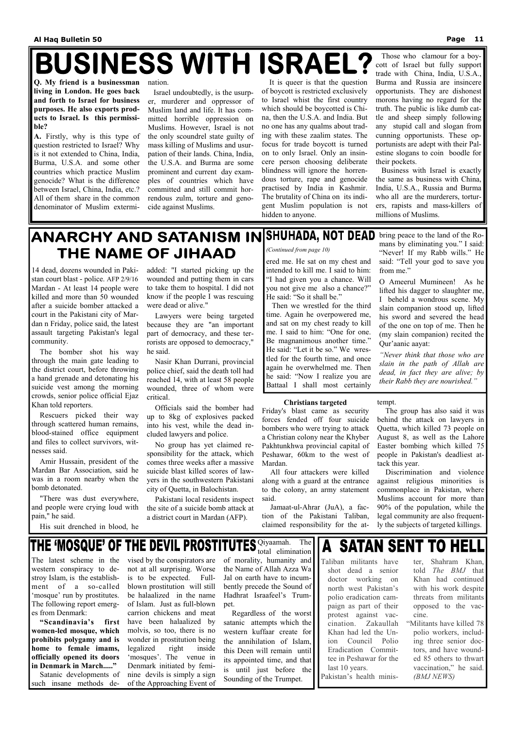# BUSINESS WITH ISRAEL?

**Q. My friend is a businessman living in London. He goes back and forth to Israel for business purposes. He also exports products to Israel. Is this permissible?**

**A.** Firstly, why is this type of question restricted to Israel? Why is it not extended to China, India, Burma, U.S.A. and some other countries which practice Muslim genocide? What is the difference between Israel, China, India, etc.? All of them share in the common denominator of Muslim extermination.

Israel undoubtedly, is the usurper, murderer and oppressor of Muslim land and life. It has committed horrible oppression on Muslims. However, Israel is not the only scoundrel state guilty of mass killing of Muslims and usurpation of their lands. China, India, the U.S.A. and Burma are some prominent and current day examples of countries which have committed and still commit horrendous zulm, torture and genocide against Muslims.

It is queer is that the question of boycott is restricted exclusively to Israel whist the first country which should be boycotted is China, then the U.S.A. and India. But no one has any qualms about trading with these zaalim states. The focus for trade boycott is turned on to only Israel. Only an insincere person choosing deliberate blindness will ignore the horrendous torture, rape and genocide practised by India in Kashmir. The brutality of China on its indigent Muslim population is not hidden to anyone.

Those who clamour for a boycott of Israel but fully support trade with China, India, U.S.A., Burma and Russia are insincere opportunists. They are dishonest morons having no regard for the truth. The public is like dumb cattle and sheep simply following any stupid call and slogan from cunning opportunists. These opportunists are adept with their Palestine slogans to coin boodle for their pockets.

Business with Israel is exactly the same as business with China, India, U.S.A., Russia and Burma who all are the murderers, torturers, rapists and mass-killers of millions of Muslims.

# ANARCHY AND SATANISM IN THE NAME OF JIHAAD

14 dead, dozens wounded in Pakistan court blast - police. AFP 2/9/16

Mardan - At least 14 people were killed and more than 50 wounded after a suicide bomber attacked a court in the Pakistani city of Mardan n Friday, police said, the latest assault targeting Pakistan's legal community.

The bomber shot his way through the main gate leading to the district court, before throwing a hand grenade and detonating his suicide vest among the morning crowds, senior police official Ejaz Khan told reporters.

Rescuers picked their way through scattered human remains, blood-stained office equipment and files to collect survivors, witnesses said.

Amir Hussain, president of the Mardan Bar Association, said he was in a room nearby when the bomb detonated.

"There was dust everywhere, and people were crying loud with pain," he said.

His suit drenched in blood, he added: "I started picking up the wounded and putting them in cars to take them to hospital. I did not know if the people I was rescuing were dead or alive."

Lawyers were being targeted because they are "an important part of democracy, and these terrorists are opposed to democracy," he said.

Nasir Khan Durrani, provincial police chief, said the death toll had reached 14, with at least 58 people wounded, three of whom were critical.

Officials said the bomber had up to 8kg of explosives packed into his vest, while the dead included lawyers and police.

No group has yet claimed responsibility for the attack, which comes three weeks after a massive suicide blast killed scores of lawyers in the southwestern Pakistani city of Quetta, in Balochistan.

Pakistani local residents inspect the site of a suicide bomb attack at a district court in Mardan (AFP).

**Christians targeted**

Friday's blast came as security forces fended off four suicide bombers who were trying to attack a Christian colony near the Khyber Pakhtunkhwa provincial capital of Peshawar, 60km to the west of Mardan.

All four attackers were killed along with a guard at the entrance to the colony, an army statement said.

Jamaat-ul-Ahrar (JuA), a faction of the Pakistani Taliban, claimed responsibility for the attempt.

The group has also said it was behind the attack on lawyers in Quetta, which killed 73 people on August 8, as well as the Lahore Easter bombing which killed 75 people in Pakistan's deadliest attack this year.

Discrimination and violence against religious minorities is commonplace in Pakistan, where Muslims account for more than 90% of the population, while the legal community are also frequently the subjects of targeted killings.

# SHUHADA, NOT DEAD

*(Continued from page 10)*

ered me. He sat on my chest and intended to kill me. I said to him: "I had given you a chance. Will you not give me also a chance?" He said: "So it shall be."

Then we wrestled for the third time. Again he overpowered me, and sat on my chest ready to kill me. I said to him: "One for one. Be magnanimous another time." He said: "Let it be so." We wrestled for the fourth time, and once again he overwhelmed me. Then he said: "Now I realize you are Battaal I shall most certainly bring peace to the land of the Romans by eliminating you." I said: "Never! If my Rabb wills." He said: "Tell your god to save you from me."

O Ameerul Mumineen! As he lifted his dagger to slaughter me, I beheld a wondrous scene. My slain companion stood up, lifted his sword and severed the head of the one on top of me. Then he (my slain companion) recited the Qur'aanic aayat:

*"Never think that those who are slain in the path of Allah are dead, in fact they are alive; by their Rabb they are nourished."*

# THE 'MOSQUE' OF THE DEVIL PROSTITUTES

The latest scheme in the western conspiracy to destroy Islam, is the establishment of a so-called 'mosque' run by prostitutes. The following report emerges from Denmark:

**"Scandinavia's first women-led mosque, which prohibits polygamy and is home to female imams, officially opened its doors in Denmark in March....."**

Satanic developments of such insane methods devised by the conspirators are not at all surprising. Worse is to be expected. Full-blown prostitution will still be halaalized in the name of Islam. Just as full-blown carrion chickens and meat have been halaalized by molvis, so too, there is no wonder in prostitution being legalized right inside 'mosques'. The venue in Denmark initiated by feminine devils is simply a sign of the Approaching Event of Qiyaamah. The total elimination of morality, humanity and the Name of Allah Azza Wa Jal on earth have to incumbently precede the Sound of Hadhrat Israafeel's Trumpet.

Regardless of the worst satanic attempts which the western kuffaar create for the annihilation of Islam, this Deen will remain until its appointed time, and that is until just before the Sounding of the Trumpet.

# A SATAN SENT TO HELL

Taliban militants have shot dead a senior doctor working on north west Pakistan's polio eradication campaign as part of their protest against vaccination. Zakaullah Khan had led the Union Council Polio Eradication Committee in Peshawar for the last 10 years.

Pakistan's health minister, Shahram Khan, told *The BMJ* that Khan had continued with his work despite threats from militants opposed to the vaccine.

"Militants have killed 78 polio workers, including three senior doctors, and have wounded 85 others to thwart vaccination," he said. *(BMJ NEWS)*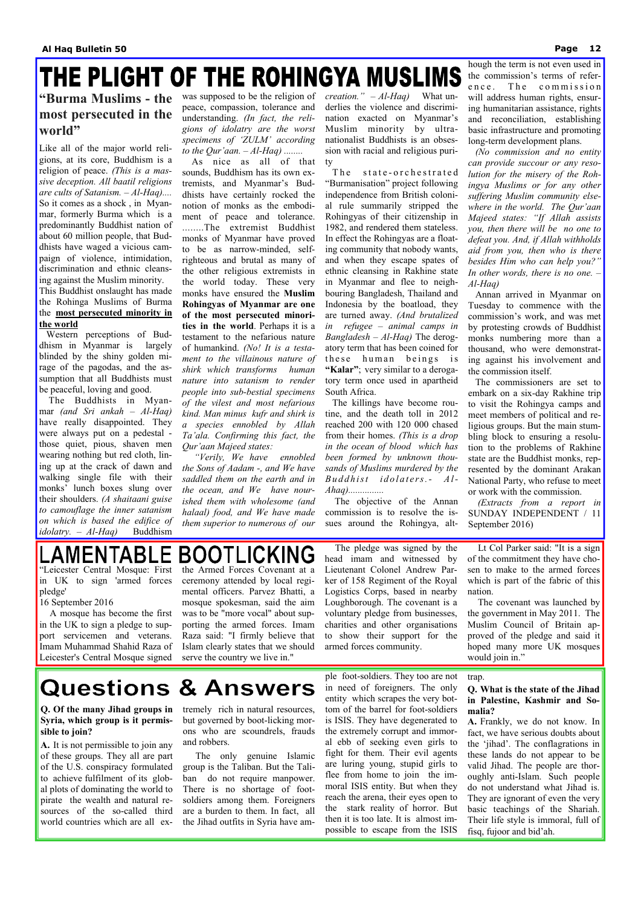# THE PLIGHT OF THE ROHINGYA MUSLIMS

## "Burma Muslims - the most persecuted in the world"

Like all of the major world religions, at its core, Buddhism is a religion of peace. *(This is a massive deception. All baatil religions are cults of Satanism. – Al-Haq)....* So it comes as a shock , in Myanmar, formerly Burma which is a predominantly Buddhist nation of about 60 million people, that Buddhists have waged a vicious campaign of violence, intimidation, discrimination and ethnic cleansing against the Muslim minority.

This Buddhist onslaught has made the Rohinga Muslims of Burma the **most persecuted minority in the world**

Western perceptions of Buddhism in Myanmar is largely blinded by the shiny golden mirage of the pagodas, and the assumption that all Buddhists must be peaceful, loving and good.

The Buddhists in Myanmar *(and Sri ankah – Al-Haq)* have really disappointed. They were always put on a pedestal - those quiet, pious, shaven men wearing nothing but red cloth, lining up at the crack of dawn and walking single file with their monks' lunch boxes slung over their shoulders. *(A shaitaani guise to camouflage the inner satanism on which is based the edifice of idolatry. – Al-Haq)* Buddhism was supposed to be the religion of peace, compassion, tolerance and understanding. *(In fact, the religions of idolatry are the worst specimens of 'ZULM' according to the Qur'aan. – Al-Haq) ........*

As nice as all of that sounds, Buddhism has its own extremists, and Myanmar's Buddhists have certainly rocked the notion of monks as the embodiment of peace and tolerance. ........The extremist Buddhist monks of Myanmar have proved to be as narrow-minded, self-righteous and brutal as many of the other religious extremists in the world today. These very monks have ensured the **Muslim Rohingyas of Myanmar are one of the most persecuted minorities in the world**. Perhaps it is a testament to the nefarious nature of humankind. *(No! It is a testament to the villainous nature of shirk which transforms human nature into satanism to render people into sub-bestial specimens of the vilest and most nefarious kind. Man minus kufr and shirk is a species ennobled by Allah Ta'ala. Confirming this fact, the Qur'aan Majeed states:*

*"Verily, We have ennobled the Sons of Aadam -, and We have saddled them on the earth and in the ocean, and We have nourished them with wholesome (and halaal) food, and We have made them superior to numerous of our creation." – Al-Haq)* What underlies the violence and discrimination exacted on Myanmar's Muslim minority by ultra-nationalist Buddhists is an obsession with racial and religious purity

The state-orchestrated "Burmanisation" project following independence from British colonial rule summarily stripped the Rohingyas of their citizenship in 1982, and rendered them stateless. In effect the Rohingyas are a floating community that nobody wants, and when they escape spates of ethnic cleansing in Rakhine state in Myanmar and flee to neighbouring Bangladesh, Thailand and Indonesia by the boatload, they are turned away. *(And brutalized in refugee – animal camps in Bangladesh – Al-Haq)* The derogatory term that has been coined for these human beings is **"Kalar"**; very similar to a derogatory term once used in apartheid South Africa.

The killings have become routine, and the death toll in 2012 reached 200 with 120 000 chased from their homes. *(This is a drop in the ocean of blood which has been formed by unknown thousands of Muslims murdered by the Buddhist idolaters.- Al-Ahaq)...............*

The objective of the Annan commission is to resolve the issues around the Rohingya, although the term is not even used in the commission's terms of reference. The commission will address human rights, ensuring humanitarian assistance, rights and reconciliation, establishing basic infrastructure and promoting long-term development plans.

*(No commission and no entity can provide succour or any resolution for the misery of the Rohingya Muslims or for any other suffering Muslim community elsewhere in the world. The Qur'aan Majeed states: "If Allah assists you, then there will be no one to defeat you. And, if Allah withholds aid from you, then who is there besides Him who can help you?" In other words, there is no one. – Al-Haq)*

Annan arrived in Myanmar on Tuesday to commence with the commission's work, and was met by protesting crowds of Buddhist monks numbering more than a thousand, who were demonstrating against his involvement and the commission itself.

The commissioners are set to embark on a six-day Rakhine trip to visit the Rohingya camps and meet members of political and religious groups. But the main stumbling block to ensuring a resolution to the problems of Rakhine state are the Buddhist monks, represented by the dominant Arakan National Party, who refuse to meet or work with the commission.

*(Extracts from a report in SUNDAY INDEPENDENT / 11 September 2016)*

# LAMENTABLE BOOTLICKING

"Leicester Central Mosque: First in UK to sign 'armed forces pledge'

16 September 2016

A mosque has become the first in the UK to sign a pledge to support servicemen and veterans. Imam Muhammad Shahid Raza of Leicester's Central Mosque signed the Armed Forces Covenant at a ceremony attended by local regimental officers. Parvez Bhatti, a mosque spokesman, said the aim was to be "more vocal" about supporting the armed forces. Imam Raza said: "I firmly believe that Islam clearly states that we should serve the country we live in."

The pledge was signed by the head imam and witnessed by Lieutenant Colonel Andrew Parker of 158 Regiment of the Royal Logistics Corps, based in nearby Loughborough. The covenant is a voluntary pledge from businesses, charities and other organisations to show their support for the armed forces community.

Lt Col Parker said: "It is a sign of the commitment they have chosen to make to the armed forces which is part of the fabric of this nation.

The covenant was launched by the government in May 2011. The Muslim Council of Britain approved of the pledge and said it hoped many more UK mosques would join in."

# Questions & Answers

**Q. Of the many Jihad groups in Syria, which group is it permissible to join?**

**A.** It is not permissible to join any of these groups. They all are part of the U.S. conspiracy formulated to achieve fulfilment of its global plots of dominating the world to pirate the wealth and natural resources of the so-called third world countries which are all extremely rich in natural resources, but governed by boot-licking morons who are scoundrels, frauds and robbers.

The only genuine Islamic group is the Taliban. But the Taliban do not require manpower. There is no shortage of foot-soldiers among them. Foreigners are a burden to them. In fact, all the Jihad outfits in Syria have ample foot-soldiers. They too are not in need of foreigners. The only entity which scrapes the very bottom of the barrel for foot-soldiers is ISIS. They have degenerated to the extremely corrupt and immoral ebb of seeking even girls to fight for them. Their evil agents are luring young, stupid girls to flee from home to join the immoral ISIS entity. But when they reach the arena, their eyes open to the stark reality of horror. But then it is too late. It is almost impossible to escape from the ISIS trap.

**Q. What is the state of the Jihad in Palestine, Kashmir and Somalia?**

**A.** Frankly, we do not know. In fact, we have serious doubts about the 'jihad'. The conflagrations in these lands do not appear to be valid Jihad. The people are thoroughly anti-Islam. Such people do not understand what Jihad is. They are ignorant of even the very basic teachings of the Shariah. Their life style is immoral, full of fisq, fujoor and bid'ah.